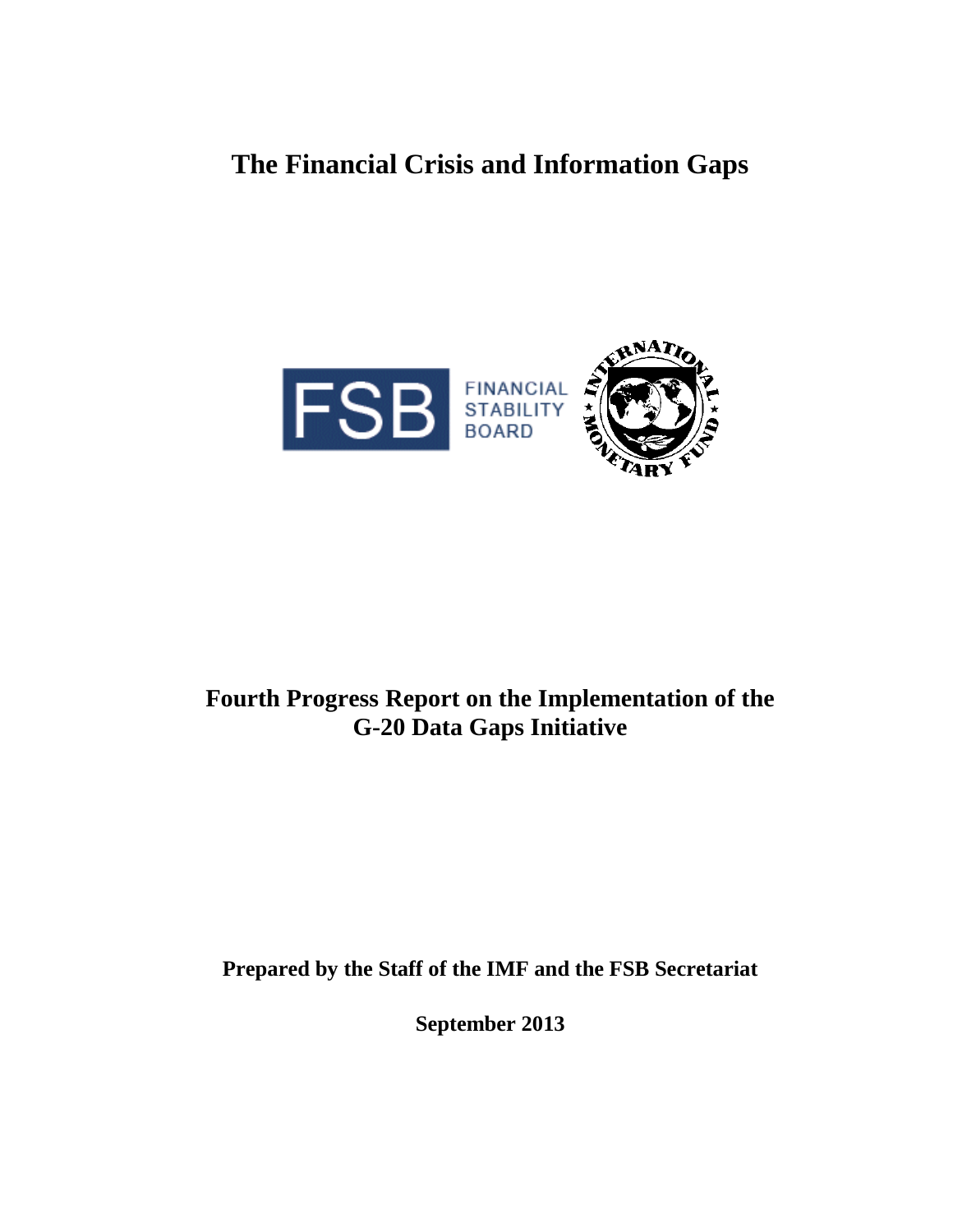# The Financial Crisis and Information Gaps

FSB FINANCIAL STABILITY BOARD

INTERNATIONAL MONETARY FUND

## Fourth Progress Report on the Implementation of the G-20 Data Gaps Initiative

**Prepared by the Staff of the IMF and the FSB Secretariat**

**September 2013**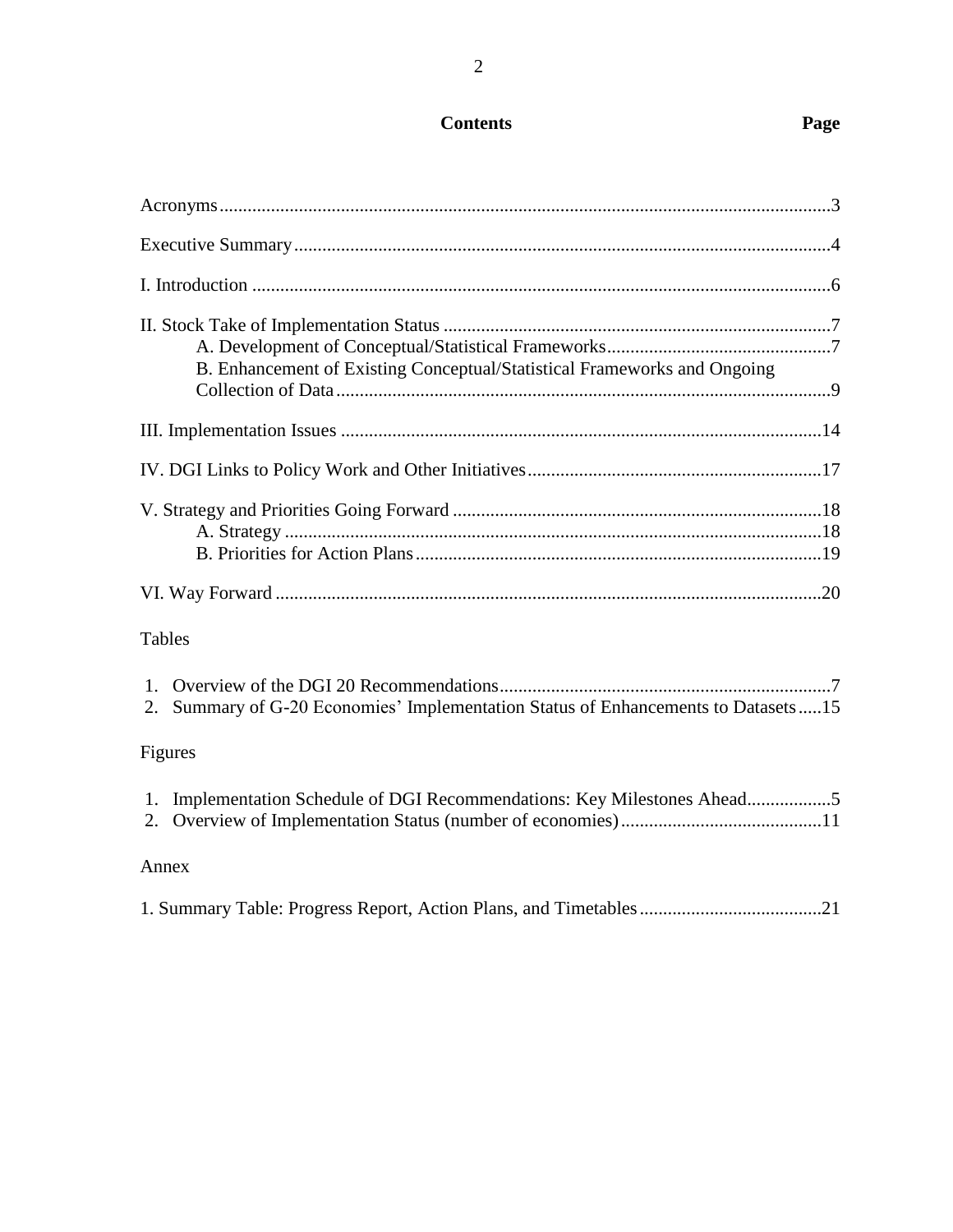# Contents

| | Page |
|---|---|
| Acronyms | 3 |
| Executive Summary | 4 |
| I. Introduction | 6 |
| II. Stock Take of Implementation Status | 7 |
| A. Development of Conceptual/Statistical Frameworks | 7 |
| B. Enhancement of Existing Conceptual/Statistical Frameworks and Ongoing Collection of Data | 9 |
| III. Implementation Issues | 14 |
| IV. DGI Links to Policy Work and Other Initiatives | 17 |
| V. Strategy and Priorities Going Forward | 18 |
| A. Strategy | 18 |
| B. Priorities for Action Plans | 19 |
| VI. Way Forward | 20 |

Tables

| | Page |
|---|---|
| 1. Overview of the DGI 20 Recommendations | 7 |
| 2. Summary of G-20 Economies' Implementation Status of Enhancements to Datasets | 15 |

Figures

| | Page |
|---|---|
| 1. Implementation Schedule of DGI Recommendations: Key Milestones Ahead | 5 |
| 2. Overview of Implementation Status (number of economies) | 11 |

Annex

| | Page |
|---|---|
| 1. Summary Table: Progress Report, Action Plans, and Timetables | 21 |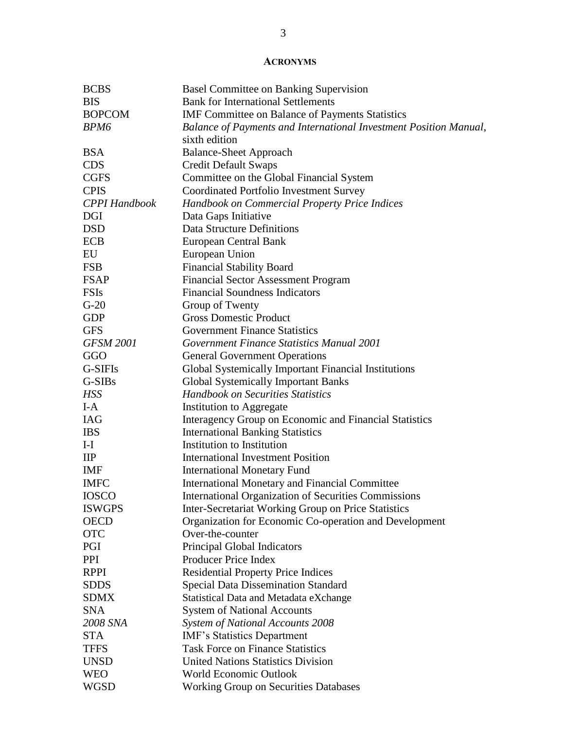## ACRONYMS

| | |
|---|---|
| BCBS | Basel Committee on Banking Supervision |
| BIS | Bank for International Settlements |
| BOPCOM | IMF Committee on Balance of Payments Statistics |
| *BPM6* | *Balance of Payments and International Investment Position Manual*, sixth edition |
| BSA | Balance-Sheet Approach |
| CDS | Credit Default Swaps |
| CGFS | Committee on the Global Financial System |
| CPIS | Coordinated Portfolio Investment Survey |
| *CPPI Handbook* | *Handbook on Commercial Property Price Indices* |
| DGI | Data Gaps Initiative |
| DSD | Data Structure Definitions |
| ECB | European Central Bank |
| EU | European Union |
| FSB | Financial Stability Board |
| FSAP | Financial Sector Assessment Program |
| FSIs | Financial Soundness Indicators |
| G-20 | Group of Twenty |
| GDP | Gross Domestic Product |
| GFS | Government Finance Statistics |
| *GFSM 2001* | *Government Finance Statistics Manual 2001* |
| GGO | General Government Operations |
| G-SIFIs | Global Systemically Important Financial Institutions |
| G-SIBs | Global Systemically Important Banks |
| *HSS* | *Handbook on Securities Statistics* |
| I-A | Institution to Aggregate |
| IAG | Interagency Group on Economic and Financial Statistics |
| IBS | International Banking Statistics |
| I-I | Institution to Institution |
| IIP | International Investment Position |
| IMF | International Monetary Fund |
| IMFC | International Monetary and Financial Committee |
| IOSCO | International Organization of Securities Commissions |
| ISWGPS | Inter-Secretariat Working Group on Price Statistics |
| OECD | Organization for Economic Co-operation and Development |
| OTC | Over-the-counter |
| PGI | Principal Global Indicators |
| PPI | Producer Price Index |
| RPPI | Residential Property Price Indices |
| SDDS | Special Data Dissemination Standard |
| SDMX | Statistical Data and Metadata eXchange |
| SNA | System of National Accounts |
| *2008 SNA* | *System of National Accounts 2008* |
| STA | IMF's Statistics Department |
| TFFS | Task Force on Finance Statistics |
| UNSD | United Nations Statistics Division |
| WEO | World Economic Outlook |
| WGSD | Working Group on Securities Databases |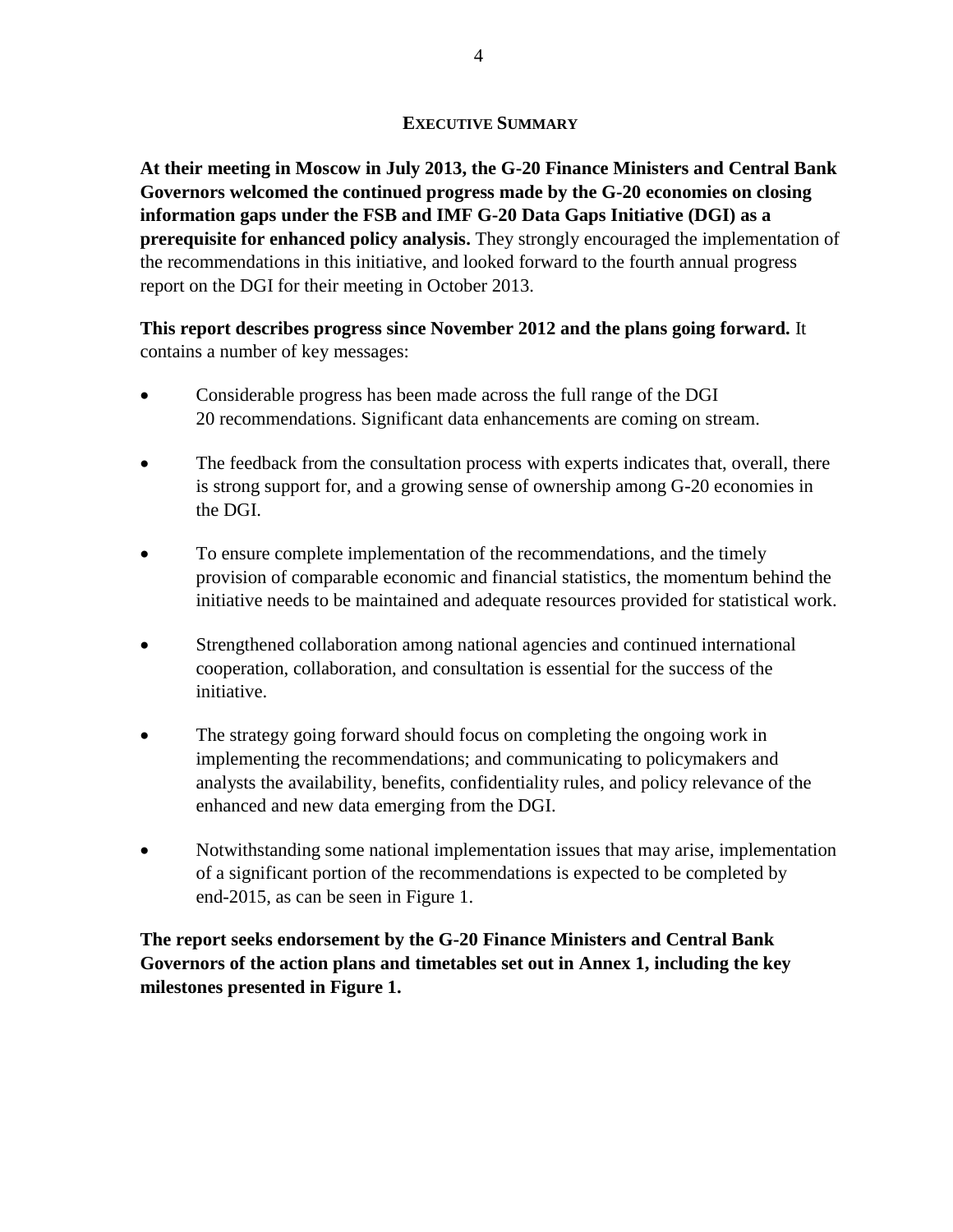## EXECUTIVE SUMMARY

**At their meeting in Moscow in July 2013, the G-20 Finance Ministers and Central Bank Governors welcomed the continued progress made by the G-20 economies on closing information gaps under the FSB and IMF G-20 Data Gaps Initiative (DGI) as a prerequisite for enhanced policy analysis.** They strongly encouraged the implementation of the recommendations in this initiative, and looked forward to the fourth annual progress report on the DGI for their meeting in October 2013.

**This report describes progress since November 2012 and the plans going forward.** It contains a number of key messages:

- Considerable progress has been made across the full range of the DGI 20 recommendations. Significant data enhancements are coming on stream.
- The feedback from the consultation process with experts indicates that, overall, there is strong support for, and a growing sense of ownership among G-20 economies in the DGI.
- To ensure complete implementation of the recommendations, and the timely provision of comparable economic and financial statistics, the momentum behind the initiative needs to be maintained and adequate resources provided for statistical work.
- Strengthened collaboration among national agencies and continued international cooperation, collaboration, and consultation is essential for the success of the initiative.
- The strategy going forward should focus on completing the ongoing work in implementing the recommendations; and communicating to policymakers and analysts the availability, benefits, confidentiality rules, and policy relevance of the enhanced and new data emerging from the DGI.
- Notwithstanding some national implementation issues that may arise, implementation of a significant portion of the recommendations is expected to be completed by end-2015, as can be seen in Figure 1.

**The report seeks endorsement by the G-20 Finance Ministers and Central Bank Governors of the action plans and timetables set out in Annex 1, including the key milestones presented in Figure 1.**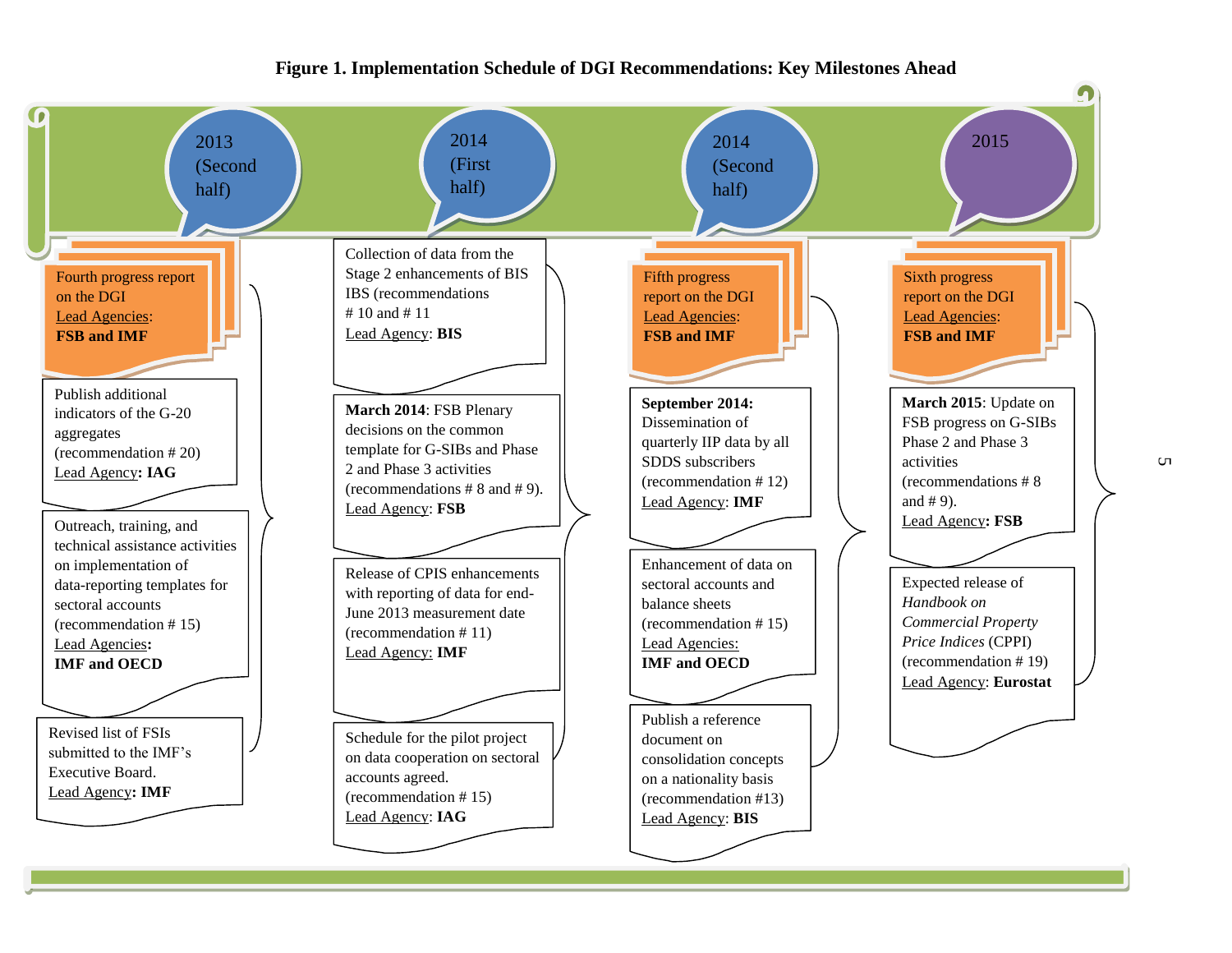**Figure 1. Implementation Schedule of DGI Recommendations: Key Milestones Ahead**

## 2013 (Second half)

**Fourth progress report on the DGI**
Lead Agencies: **FSB and IMF**

Publish additional indicators of the G-20 aggregates (recommendation # 20)
Lead Agency**: IAG**

Outreach, training, and technical assistance activities on implementation of data-reporting templates for sectoral accounts (recommendation # 15)
Lead Agencies**:**
**IMF and OECD**

Revised list of FSIs submitted to the IMF's Executive Board.
Lead Agency**: IMF**

## 2014 (First half)

Collection of data from the Stage 2 enhancements of BIS IBS (recommendations # 10 and # 11
Lead Agency: **BIS**

**March 2014**: FSB Plenary decisions on the common template for G-SIBs and Phase 2 and Phase 3 activities (recommendations # 8 and # 9).
Lead Agency: **FSB**

Release of CPIS enhancements with reporting of data for end-June 2013 measurement date (recommendation # 11)
Lead Agency: **IMF**

Schedule for the pilot project on data cooperation on sectoral accounts agreed. (recommendation # 15)
Lead Agency: **IAG**

## 2014 (Second half)

**Fifth progress report on the DGI**
Lead Agencies: **FSB and IMF**

**September 2014:** Dissemination of quarterly IIP data by all SDDS subscribers (recommendation # 12)
Lead Agency: **IMF**

Enhancement of data on sectoral accounts and balance sheets (recommendation # 15)
Lead Agencies:
**IMF and OECD**

Publish a reference document on consolidation concepts on a nationality basis (recommendation #13)
Lead Agency: **BIS**

## 2015

**Sixth progress report on the DGI**
Lead Agencies: **FSB and IMF**

**March 2015**: Update on FSB progress on G-SIBs Phase 2 and Phase 3 activities (recommendations # 8 and # 9).
Lead Agency**: FSB**

Expected release of *Handbook on Commercial Property Price Indices* (CPPI) (recommendation # 19)
Lead Agency: **Eurostat**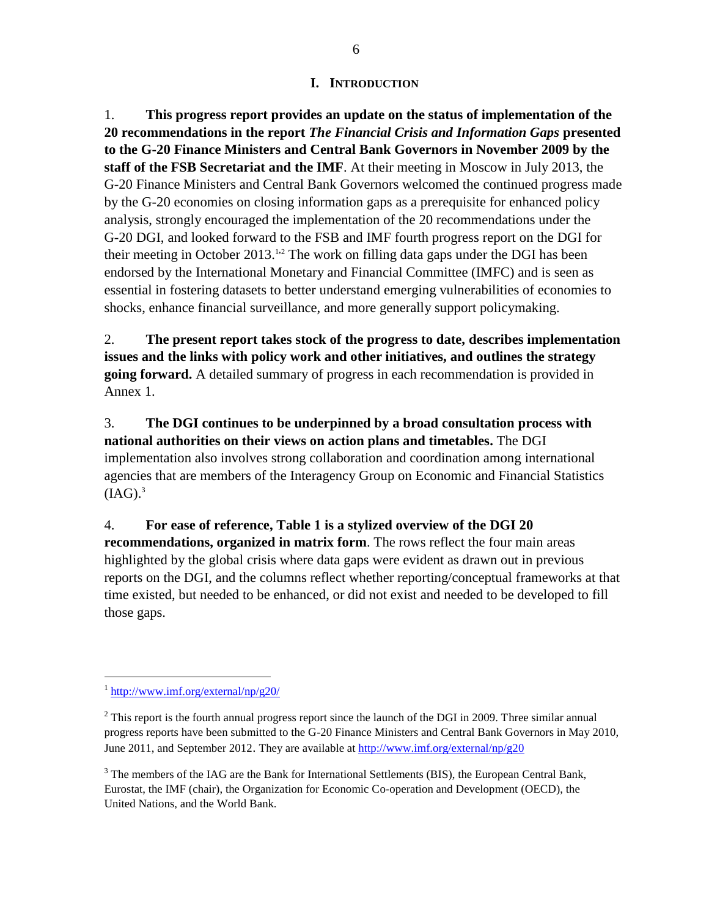# I. INTRODUCTION

1. **This progress report provides an update on the status of implementation of the 20 recommendations in the report *The Financial Crisis and Information Gaps* presented to the G-20 Finance Ministers and Central Bank Governors in November 2009 by the staff of the FSB Secretariat and the IMF**. At their meeting in Moscow in July 2013, the G-20 Finance Ministers and Central Bank Governors welcomed the continued progress made by the G-20 economies on closing information gaps as a prerequisite for enhanced policy analysis, strongly encouraged the implementation of the 20 recommendations under the G-20 DGI, and looked forward to the FSB and IMF fourth progress report on the DGI for their meeting in October 2013.[1,2] The work on filling data gaps under the DGI has been endorsed by the International Monetary and Financial Committee (IMFC) and is seen as essential in fostering datasets to better understand emerging vulnerabilities of economies to shocks, enhance financial surveillance, and more generally support policymaking.

2. **The present report takes stock of the progress to date, describes implementation issues and the links with policy work and other initiatives, and outlines the strategy going forward.** A detailed summary of progress in each recommendation is provided in Annex 1.

3. **The DGI continues to be underpinned by a broad consultation process with national authorities on their views on action plans and timetables.** The DGI implementation also involves strong collaboration and coordination among international agencies that are members of the Interagency Group on Economic and Financial Statistics (IAG).[3]

4. **For ease of reference, Table 1 is a stylized overview of the DGI 20 recommendations, organized in matrix form**. The rows reflect the four main areas highlighted by the global crisis where data gaps were evident as drawn out in previous reports on the DGI, and the columns reflect whether reporting/conceptual frameworks at that time existed, but needed to be enhanced, or did not exist and needed to be developed to fill those gaps.

---

[1] http://www.imf.org/external/np/g20/

[2] This report is the fourth annual progress report since the launch of the DGI in 2009. Three similar annual progress reports have been submitted to the G-20 Finance Ministers and Central Bank Governors in May 2010, June 2011, and September 2012. They are available at http://www.imf.org/external/np/g20

[3] The members of the IAG are the Bank for International Settlements (BIS), the European Central Bank, Eurostat, the IMF (chair), the Organization for Economic Co-operation and Development (OECD), the United Nations, and the World Bank.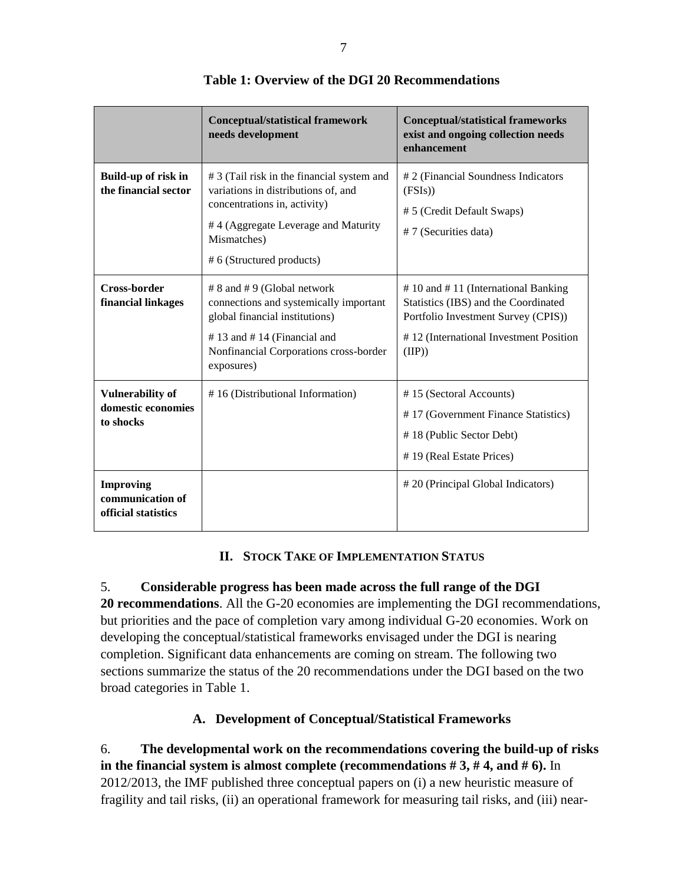**Table 1: Overview of the DGI 20 Recommendations**

| | **Conceptual/statistical framework needs development** | **Conceptual/statistical frameworks exist and ongoing collection needs enhancement** |
|---|---|---|
| **Build-up of risk in the financial sector** | # 3 (Tail risk in the financial system and variations in distributions of, and concentrations in, activity)<br># 4 (Aggregate Leverage and Maturity Mismatches)<br># 6 (Structured products) | # 2 (Financial Soundness Indicators (FSIs))<br># 5 (Credit Default Swaps)<br># 7 (Securities data) |
| **Cross-border financial linkages** | # 8 and # 9 (Global network connections and systemically important global financial institutions)<br># 13 and # 14 (Financial and Nonfinancial Corporations cross-border exposures) | # 10 and # 11 (International Banking Statistics (IBS) and the Coordinated Portfolio Investment Survey (CPIS))<br># 12 (International Investment Position (IIP)) |
| **Vulnerability of domestic economies to shocks** | # 16 (Distributional Information) | # 15 (Sectoral Accounts)<br># 17 (Government Finance Statistics)<br># 18 (Public Sector Debt)<br># 19 (Real Estate Prices) |
| **Improving communication of official statistics** | | # 20 (Principal Global Indicators) |

## II. Stock Take of Implementation Status

5. **Considerable progress has been made across the full range of the DGI 20 recommendations**. All the G-20 economies are implementing the DGI recommendations, but priorities and the pace of completion vary among individual G-20 economies. Work on developing the conceptual/statistical frameworks envisaged under the DGI is nearing completion. Significant data enhancements are coming on stream. The following two sections summarize the status of the 20 recommendations under the DGI based on the two broad categories in Table 1.

### A. Development of Conceptual/Statistical Frameworks

6. **The developmental work on the recommendations covering the build-up of risks in the financial system is almost complete (recommendations # 3, # 4, and # 6).** In 2012/2013, the IMF published three conceptual papers on (i) a new heuristic measure of fragility and tail risks, (ii) an operational framework for measuring tail risks, and (iii) near-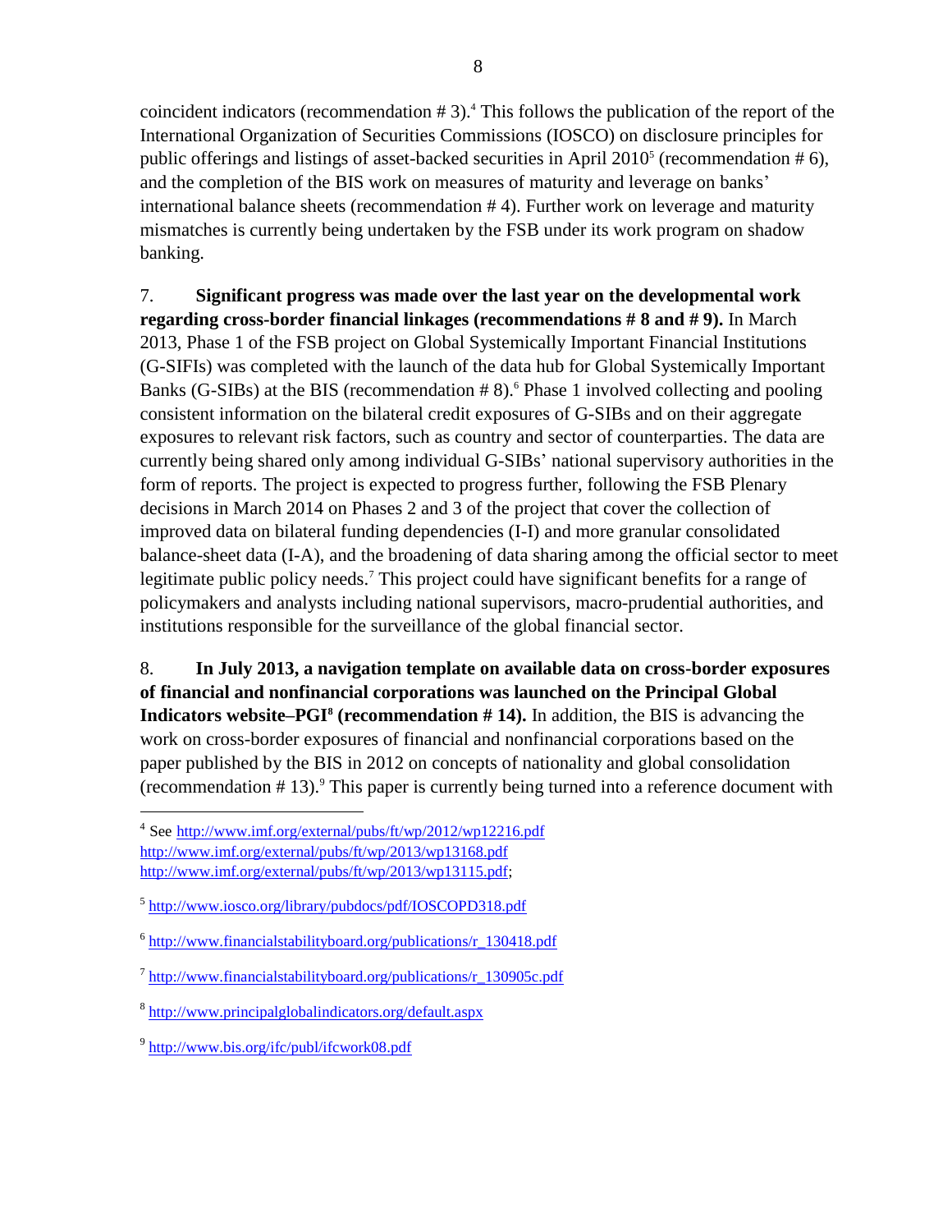coincident indicators (recommendation # 3).[4] This follows the publication of the report of the International Organization of Securities Commissions (IOSCO) on disclosure principles for public offerings and listings of asset-backed securities in April 2010[5] (recommendation # 6), and the completion of the BIS work on measures of maturity and leverage on banks' international balance sheets (recommendation # 4). Further work on leverage and maturity mismatches is currently being undertaken by the FSB under its work program on shadow banking.

7. **Significant progress was made over the last year on the developmental work regarding cross-border financial linkages (recommendations # 8 and # 9).** In March 2013, Phase 1 of the FSB project on Global Systemically Important Financial Institutions (G-SIFIs) was completed with the launch of the data hub for Global Systemically Important Banks (G-SIBs) at the BIS (recommendation # 8).[6] Phase 1 involved collecting and pooling consistent information on the bilateral credit exposures of G-SIBs and on their aggregate exposures to relevant risk factors, such as country and sector of counterparties. The data are currently being shared only among individual G-SIBs' national supervisory authorities in the form of reports. The project is expected to progress further, following the FSB Plenary decisions in March 2014 on Phases 2 and 3 of the project that cover the collection of improved data on bilateral funding dependencies (I-I) and more granular consolidated balance-sheet data (I-A), and the broadening of data sharing among the official sector to meet legitimate public policy needs.[7] This project could have significant benefits for a range of policymakers and analysts including national supervisors, macro-prudential authorities, and institutions responsible for the surveillance of the global financial sector.

8. **In July 2013, a navigation template on available data on cross-border exposures of financial and nonfinancial corporations was launched on the Principal Global Indicators website–PGI[8] (recommendation # 14).** In addition, the BIS is advancing the work on cross-border exposures of financial and nonfinancial corporations based on the paper published by the BIS in 2012 on concepts of nationality and global consolidation (recommendation # 13).[9] This paper is currently being turned into a reference document with

---

[4] See http://www.imf.org/external/pubs/ft/wp/2012/wp12216.pdf http://www.imf.org/external/pubs/ft/wp/2013/wp13168.pdf http://www.imf.org/external/pubs/ft/wp/2013/wp13115.pdf;

[5] http://www.iosco.org/library/pubdocs/pdf/IOSCOPD318.pdf

[6] http://www.financialstabilityboard.org/publications/r_130418.pdf

[7] http://www.financialstabilityboard.org/publications/r_130905c.pdf

[8] http://www.principalglobalindicators.org/default.aspx

[9] http://www.bis.org/ifc/publ/ifcwork08.pdf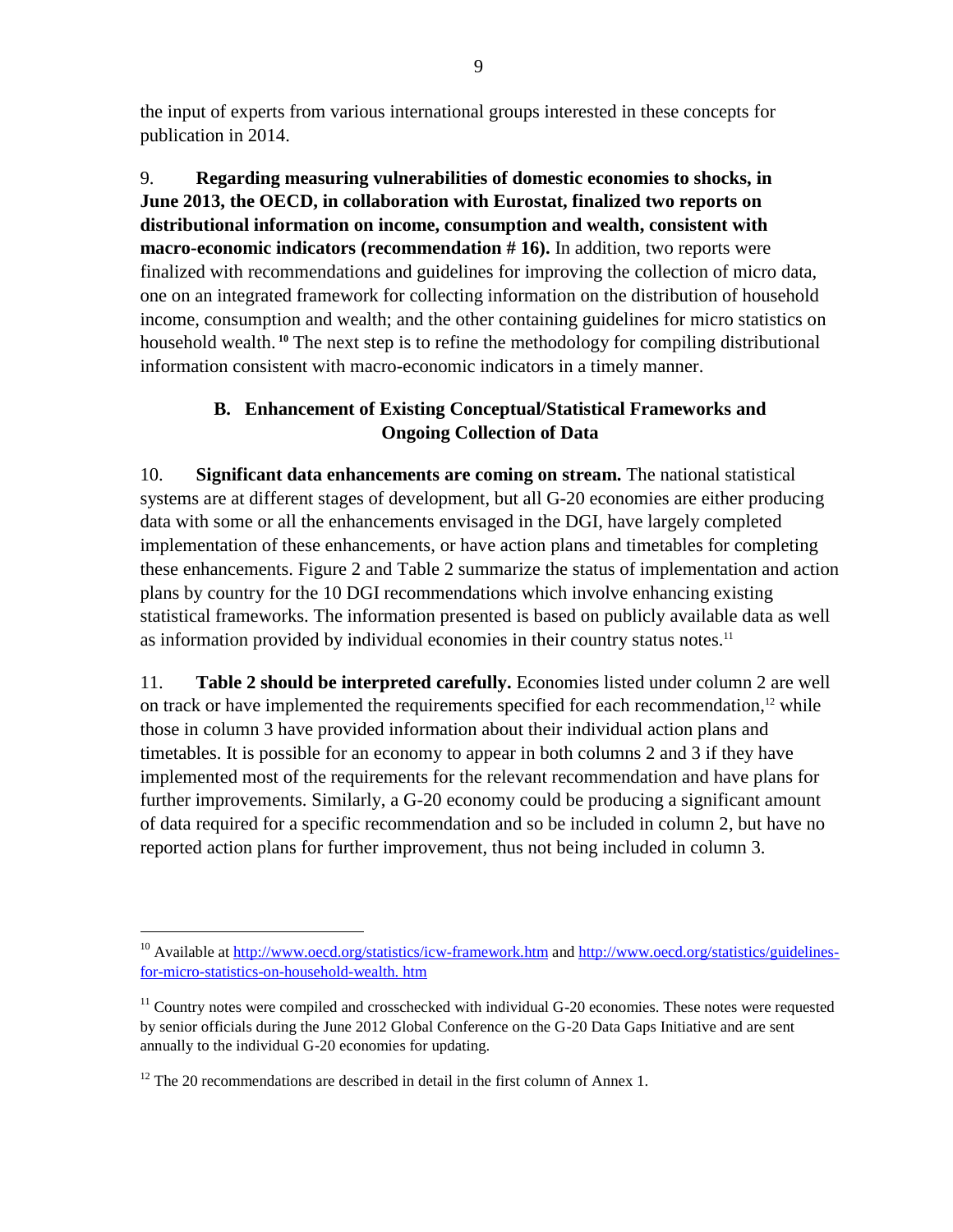the input of experts from various international groups interested in these concepts for publication in 2014.

9. **Regarding measuring vulnerabilities of domestic economies to shocks, in June 2013, the OECD, in collaboration with Eurostat, finalized two reports on distributional information on income, consumption and wealth, consistent with macro-economic indicators (recommendation # 16).** In addition, two reports were finalized with recommendations and guidelines for improving the collection of micro data, one on an integrated framework for collecting information on the distribution of household income, consumption and wealth; and the other containing guidelines for micro statistics on household wealth.[10] The next step is to refine the methodology for compiling distributional information consistent with macro-economic indicators in a timely manner.

## B. Enhancement of Existing Conceptual/Statistical Frameworks and Ongoing Collection of Data

10. **Significant data enhancements are coming on stream.** The national statistical systems are at different stages of development, but all G-20 economies are either producing data with some or all the enhancements envisaged in the DGI, have largely completed implementation of these enhancements, or have action plans and timetables for completing these enhancements. Figure 2 and Table 2 summarize the status of implementation and action plans by country for the 10 DGI recommendations which involve enhancing existing statistical frameworks. The information presented is based on publicly available data as well as information provided by individual economies in their country status notes.[11]

11. **Table 2 should be interpreted carefully.** Economies listed under column 2 are well on track or have implemented the requirements specified for each recommendation,[12] while those in column 3 have provided information about their individual action plans and timetables. It is possible for an economy to appear in both columns 2 and 3 if they have implemented most of the requirements for the relevant recommendation and have plans for further improvements. Similarly, a G-20 economy could be producing a significant amount of data required for a specific recommendation and so be included in column 2, but have no reported action plans for further improvement, thus not being included in column 3.

---

[10] Available at http://www.oecd.org/statistics/icw-framework.htm and http://www.oecd.org/statistics/guidelines-for-micro-statistics-on-household-wealth. htm

[11] Country notes were compiled and crosschecked with individual G-20 economies. These notes were requested by senior officials during the June 2012 Global Conference on the G-20 Data Gaps Initiative and are sent annually to the individual G-20 economies for updating.

[12] The 20 recommendations are described in detail in the first column of Annex 1.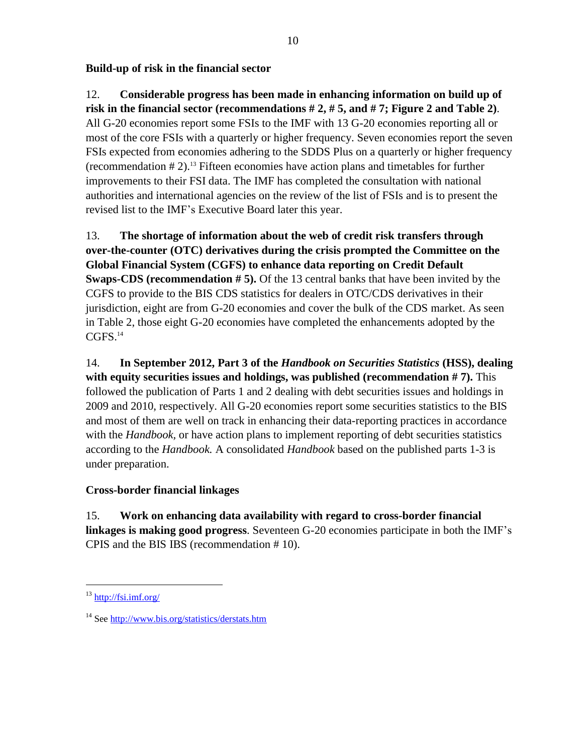**Build-up of risk in the financial sector**

12. **Considerable progress has been made in enhancing information on build up of risk in the financial sector (recommendations # 2, # 5, and # 7; Figure 2 and Table 2)**. All G-20 economies report some FSIs to the IMF with 13 G-20 economies reporting all or most of the core FSIs with a quarterly or higher frequency. Seven economies report the seven FSIs expected from economies adhering to the SDDS Plus on a quarterly or higher frequency (recommendation # 2).[13] Fifteen economies have action plans and timetables for further improvements to their FSI data. The IMF has completed the consultation with national authorities and international agencies on the review of the list of FSIs and is to present the revised list to the IMF's Executive Board later this year.

13. **The shortage of information about the web of credit risk transfers through over-the-counter (OTC) derivatives during the crisis prompted the Committee on the Global Financial System (CGFS) to enhance data reporting on Credit Default Swaps-CDS (recommendation # 5).** Of the 13 central banks that have been invited by the CGFS to provide to the BIS CDS statistics for dealers in OTC/CDS derivatives in their jurisdiction, eight are from G-20 economies and cover the bulk of the CDS market. As seen in Table 2, those eight G-20 economies have completed the enhancements adopted by the CGFS.[14]

14. **In September 2012, Part 3 of the *Handbook on Securities Statistics* (HSS), dealing with equity securities issues and holdings, was published (recommendation # 7).** This followed the publication of Parts 1 and 2 dealing with debt securities issues and holdings in 2009 and 2010, respectively. All G-20 economies report some securities statistics to the BIS and most of them are well on track in enhancing their data-reporting practices in accordance with the *Handbook,* or have action plans to implement reporting of debt securities statistics according to the *Handbook.* A consolidated *Handbook* based on the published parts 1-3 is under preparation.

**Cross-border financial linkages**

15. **Work on enhancing data availability with regard to cross-border financial linkages is making good progress**. Seventeen G-20 economies participate in both the IMF's CPIS and the BIS IBS (recommendation # 10).

---

[13] http://fsi.imf.org/

[14] See http://www.bis.org/statistics/derstats.htm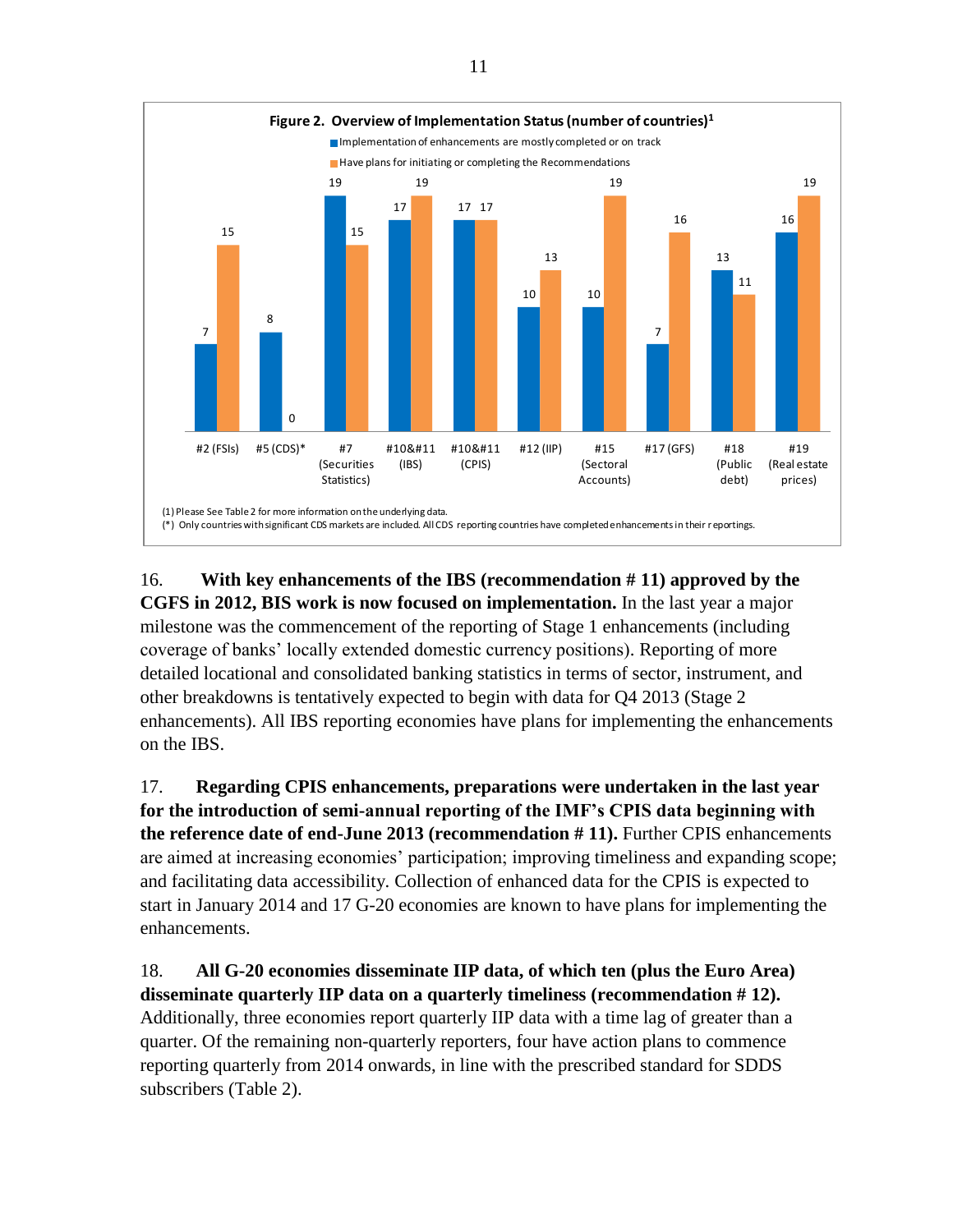**Figure 2. Overview of Implementation Status (number of countries)[1]**

| | Implementation of enhancements are mostly completed or on track | Have plans for initiating or completing the Recommendations |
|---|---|---|
| #2 (FSIs) | 7 | 15 |
| #5 (CDS)* | 8 | 0 |
| #7 (Securities Statistics) | 19 | 15 |
| #10&#11 (IBS) | 17 | 19 |
| #10&#11 (CPIS) | 17 | 17 |
| #12 (IIP) | 10 | 13 |
| #15 (Sectoral Accounts) | 10 | 19 |
| #17 (GFS) | 7 | 16 |
| #18 (Public debt) | 13 | 11 |
| #19 (Real estate prices) | 16 | 19 |

(1) Please See Table 2 for more information on the underlying data.
(*) Only countries with significant CDS markets are included. All CDS reporting countries have completed enhancements in their reportings.

16. **With key enhancements of the IBS (recommendation # 11) approved by the CGFS in 2012, BIS work is now focused on implementation.** In the last year a major milestone was the commencement of the reporting of Stage 1 enhancements (including coverage of banks' locally extended domestic currency positions). Reporting of more detailed locational and consolidated banking statistics in terms of sector, instrument, and other breakdowns is tentatively expected to begin with data for Q4 2013 (Stage 2 enhancements). All IBS reporting economies have plans for implementing the enhancements on the IBS.

17. **Regarding CPIS enhancements, preparations were undertaken in the last year for the introduction of semi-annual reporting of the IMF's CPIS data beginning with the reference date of end-June 2013 (recommendation # 11).** Further CPIS enhancements are aimed at increasing economies' participation; improving timeliness and expanding scope; and facilitating data accessibility. Collection of enhanced data for the CPIS is expected to start in January 2014 and 17 G-20 economies are known to have plans for implementing the enhancements.

18. **All G-20 economies disseminate IIP data, of which ten (plus the Euro Area) disseminate quarterly IIP data on a quarterly timeliness (recommendation # 12).** Additionally, three economies report quarterly IIP data with a time lag of greater than a quarter. Of the remaining non-quarterly reporters, four have action plans to commence reporting quarterly from 2014 onwards, in line with the prescribed standard for SDDS subscribers (Table 2).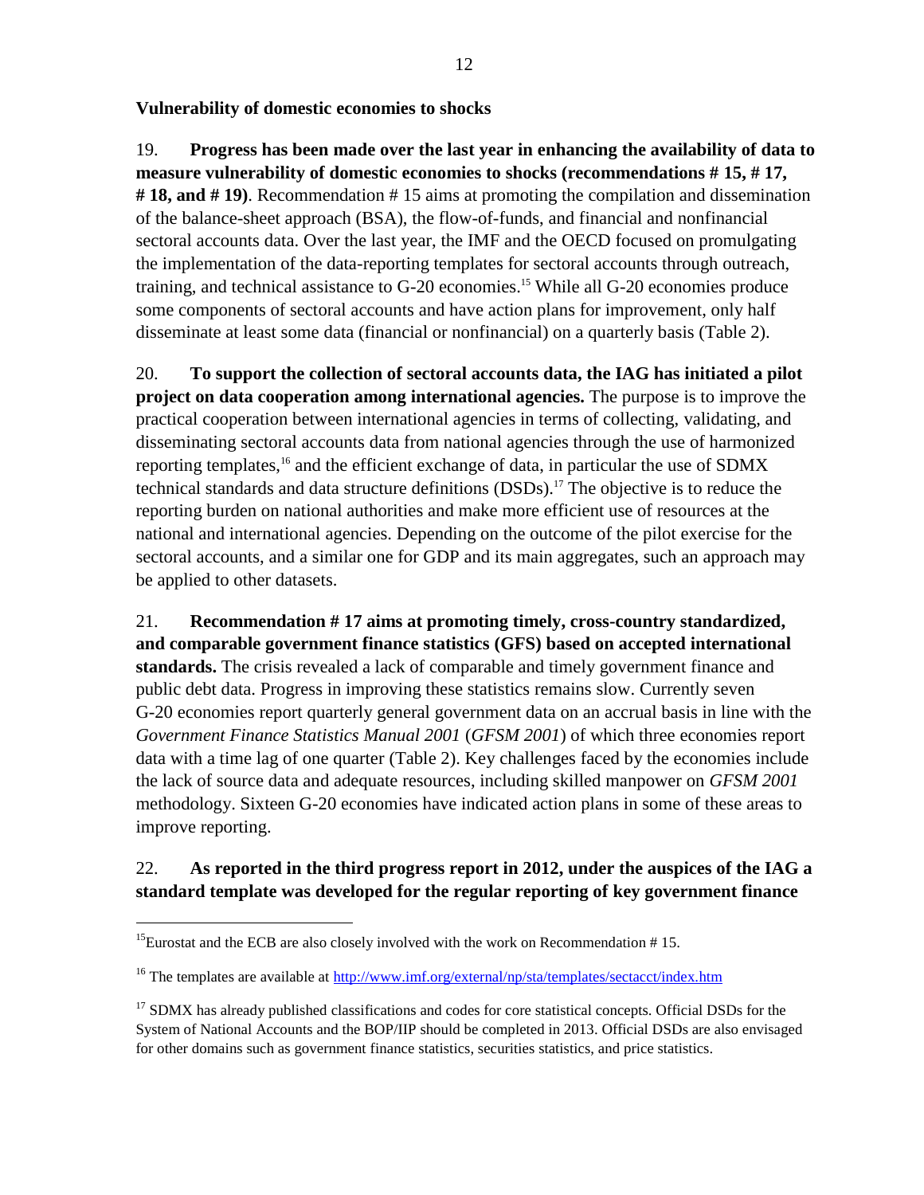**Vulnerability of domestic economies to shocks**

19. **Progress has been made over the last year in enhancing the availability of data to measure vulnerability of domestic economies to shocks (recommendations # 15, # 17, # 18, and # 19)**. Recommendation # 15 aims at promoting the compilation and dissemination of the balance-sheet approach (BSA), the flow-of-funds, and financial and nonfinancial sectoral accounts data. Over the last year, the IMF and the OECD focused on promulgating the implementation of the data-reporting templates for sectoral accounts through outreach, training, and technical assistance to G-20 economies.[15] While all G-20 economies produce some components of sectoral accounts and have action plans for improvement, only half disseminate at least some data (financial or nonfinancial) on a quarterly basis (Table 2).

20. **To support the collection of sectoral accounts data, the IAG has initiated a pilot project on data cooperation among international agencies.** The purpose is to improve the practical cooperation between international agencies in terms of collecting, validating, and disseminating sectoral accounts data from national agencies through the use of harmonized reporting templates,[16] and the efficient exchange of data, in particular the use of SDMX technical standards and data structure definitions (DSDs).[17] The objective is to reduce the reporting burden on national authorities and make more efficient use of resources at the national and international agencies. Depending on the outcome of the pilot exercise for the sectoral accounts, and a similar one for GDP and its main aggregates, such an approach may be applied to other datasets.

21. **Recommendation # 17 aims at promoting timely, cross-country standardized, and comparable government finance statistics (GFS) based on accepted international standards.** The crisis revealed a lack of comparable and timely government finance and public debt data. Progress in improving these statistics remains slow. Currently seven G-20 economies report quarterly general government data on an accrual basis in line with the *Government Finance Statistics Manual 2001* (*GFSM 2001*) of which three economies report data with a time lag of one quarter (Table 2). Key challenges faced by the economies include the lack of source data and adequate resources, including skilled manpower on *GFSM 2001* methodology. Sixteen G-20 economies have indicated action plans in some of these areas to improve reporting.

22. **As reported in the third progress report in 2012, under the auspices of the IAG a standard template was developed for the regular reporting of key government finance**

---

[15] Eurostat and the ECB are also closely involved with the work on Recommendation # 15.

[16] The templates are available at http://www.imf.org/external/np/sta/templates/sectacct/index.htm

[17] SDMX has already published classifications and codes for core statistical concepts. Official DSDs for the System of National Accounts and the BOP/IIP should be completed in 2013. Official DSDs are also envisaged for other domains such as government finance statistics, securities statistics, and price statistics.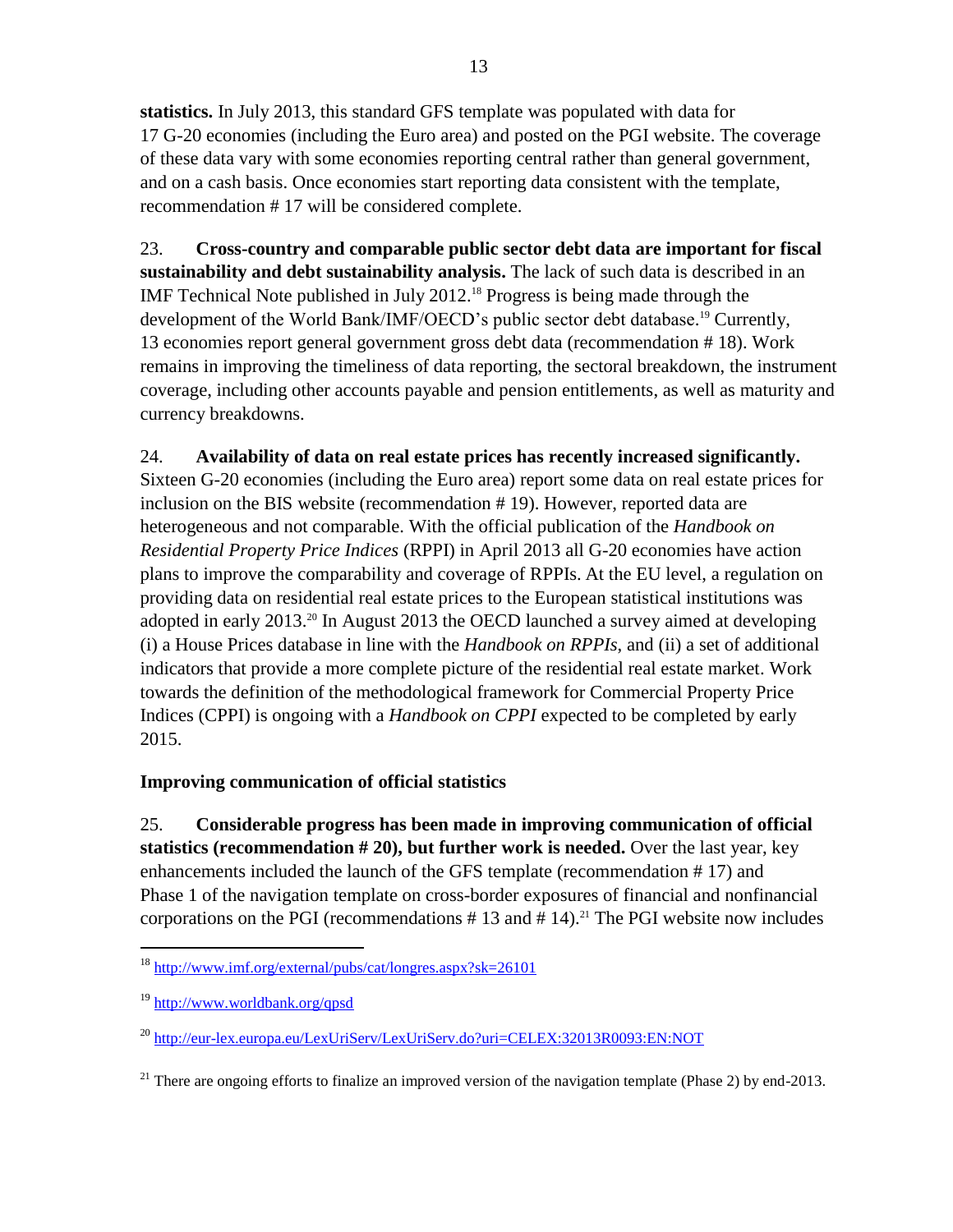**statistics.** In July 2013, this standard GFS template was populated with data for 17 G-20 economies (including the Euro area) and posted on the PGI website. The coverage of these data vary with some economies reporting central rather than general government, and on a cash basis. Once economies start reporting data consistent with the template, recommendation # 17 will be considered complete.

23. **Cross-country and comparable public sector debt data are important for fiscal sustainability and debt sustainability analysis.** The lack of such data is described in an IMF Technical Note published in July 2012.[18] Progress is being made through the development of the World Bank/IMF/OECD's public sector debt database.[19] Currently, 13 economies report general government gross debt data (recommendation # 18). Work remains in improving the timeliness of data reporting, the sectoral breakdown, the instrument coverage, including other accounts payable and pension entitlements, as well as maturity and currency breakdowns.

24. **Availability of data on real estate prices has recently increased significantly.** Sixteen G-20 economies (including the Euro area) report some data on real estate prices for inclusion on the BIS website (recommendation # 19). However, reported data are heterogeneous and not comparable. With the official publication of the *Handbook on Residential Property Price Indices* (RPPI) in April 2013 all G-20 economies have action plans to improve the comparability and coverage of RPPIs. At the EU level, a regulation on providing data on residential real estate prices to the European statistical institutions was adopted in early 2013.[20] In August 2013 the OECD launched a survey aimed at developing (i) a House Prices database in line with the *Handbook on RPPIs*, and (ii) a set of additional indicators that provide a more complete picture of the residential real estate market. Work towards the definition of the methodological framework for Commercial Property Price Indices (CPPI) is ongoing with a *Handbook on CPPI* expected to be completed by early 2015.

### Improving communication of official statistics

25. **Considerable progress has been made in improving communication of official statistics (recommendation # 20), but further work is needed.** Over the last year, key enhancements included the launch of the GFS template (recommendation # 17) and Phase 1 of the navigation template on cross-border exposures of financial and nonfinancial corporations on the PGI (recommendations # 13 and # 14).[21] The PGI website now includes

---

[18] http://www.imf.org/external/pubs/cat/longres.aspx?sk=26101

[19] http://www.worldbank.org/qpsd

[20] http://eur-lex.europa.eu/LexUriServ/LexUriServ.do?uri=CELEX:32013R0093:EN:NOT

[21] There are ongoing efforts to finalize an improved version of the navigation template (Phase 2) by end-2013.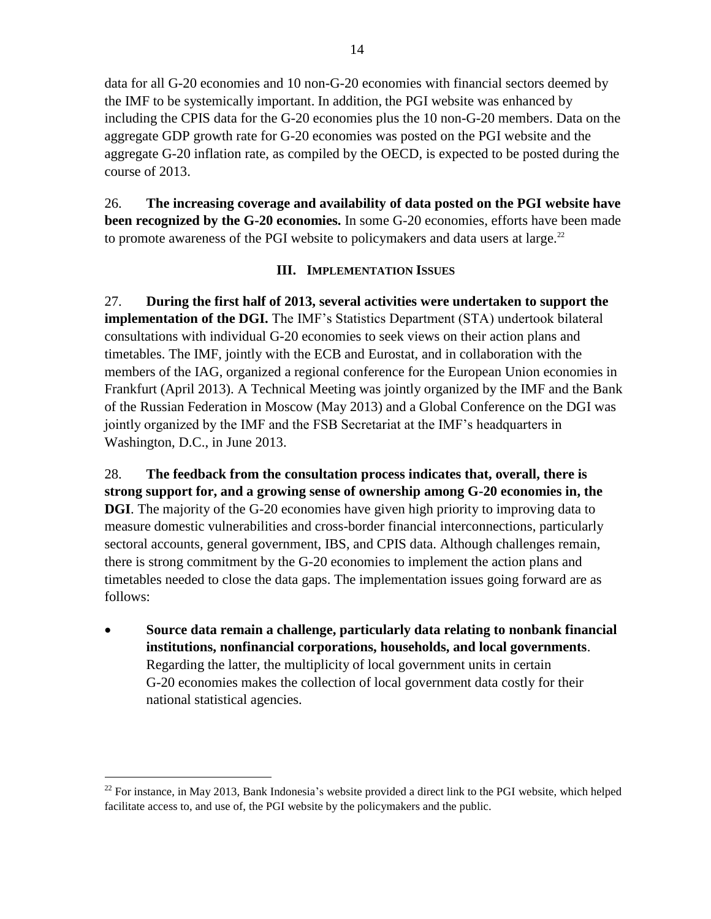data for all G-20 economies and 10 non-G-20 economies with financial sectors deemed by the IMF to be systemically important. In addition, the PGI website was enhanced by including the CPIS data for the G-20 economies plus the 10 non-G-20 members. Data on the aggregate GDP growth rate for G-20 economies was posted on the PGI website and the aggregate G-20 inflation rate, as compiled by the OECD, is expected to be posted during the course of 2013.

26. **The increasing coverage and availability of data posted on the PGI website have been recognized by the G-20 economies.** In some G-20 economies, efforts have been made to promote awareness of the PGI website to policymakers and data users at large.[22]

## III. Implementation Issues

27. **During the first half of 2013, several activities were undertaken to support the implementation of the DGI.** The IMF's Statistics Department (STA) undertook bilateral consultations with individual G-20 economies to seek views on their action plans and timetables. The IMF, jointly with the ECB and Eurostat, and in collaboration with the members of the IAG, organized a regional conference for the European Union economies in Frankfurt (April 2013). A Technical Meeting was jointly organized by the IMF and the Bank of the Russian Federation in Moscow (May 2013) and a Global Conference on the DGI was jointly organized by the IMF and the FSB Secretariat at the IMF's headquarters in Washington, D.C., in June 2013.

28. **The feedback from the consultation process indicates that, overall, there is strong support for, and a growing sense of ownership among G-20 economies in, the DGI**. The majority of the G-20 economies have given high priority to improving data to measure domestic vulnerabilities and cross-border financial interconnections, particularly sectoral accounts, general government, IBS, and CPIS data. Although challenges remain, there is strong commitment by the G-20 economies to implement the action plans and timetables needed to close the data gaps. The implementation issues going forward are as follows:

- **Source data remain a challenge, particularly data relating to nonbank financial institutions, nonfinancial corporations, households, and local governments**. Regarding the latter, the multiplicity of local government units in certain G-20 economies makes the collection of local government data costly for their national statistical agencies.

---

[22] For instance, in May 2013, Bank Indonesia's website provided a direct link to the PGI website, which helped facilitate access to, and use of, the PGI website by the policymakers and the public.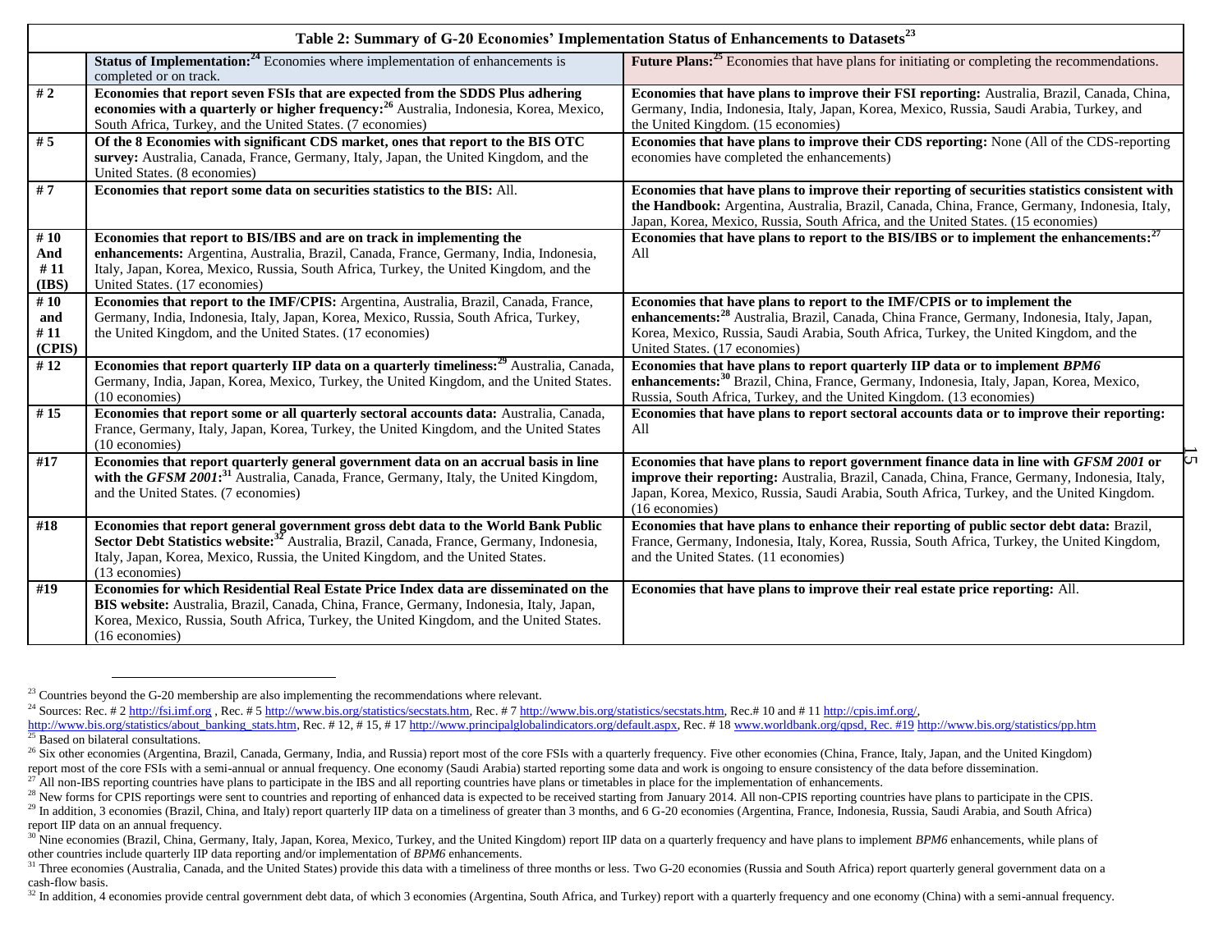| Table 2: Summary of G-20 Economies' Implementation Status of Enhancements to Datasets[23] | | |
|---|---|---|
| | **Status of Implementation:**[24] Economies where implementation of enhancements is completed or on track. | **Future Plans:**[25] Economies that have plans for initiating or completing the recommendations. |
| **# 2** | **Economies that report seven FSIs that are expected from the SDDS Plus adhering economies with a quarterly or higher frequency:**[26] Australia, Indonesia, Korea, Mexico, South Africa, Turkey, and the United States. (7 economies) | **Economies that have plans to improve their FSI reporting:** Australia, Brazil, Canada, China, Germany, India, Indonesia, Italy, Japan, Korea, Mexico, Russia, Saudi Arabia, Turkey, and the United Kingdom. (15 economies) |
| **# 5** | **Of the 8 Economies with significant CDS market, ones that report to the BIS OTC survey:** Australia, Canada, France, Germany, Italy, Japan, the United Kingdom, and the United States. (8 economies) | **Economies that have plans to improve their CDS reporting:** None (All of the CDS-reporting economies have completed the enhancements) |
| **# 7** | **Economies that report some data on securities statistics to the BIS:** All. | **Economies that have plans to improve their reporting of securities statistics consistent with the Handbook:** Argentina, Australia, Brazil, Canada, China, France, Germany, Indonesia, Italy, Japan, Korea, Mexico, Russia, South Africa, and the United States. (15 economies) |
| **# 10 And # 11 (IBS)** | **Economies that report to BIS/IBS and are on track in implementing the enhancements:** Argentina, Australia, Brazil, Canada, France, Germany, India, Indonesia, Italy, Japan, Korea, Mexico, Russia, South Africa, Turkey, the United Kingdom, and the United States. (17 economies) | **Economies that have plans to report to the BIS/IBS or to implement the enhancements:**[27] All |
| **# 10 and # 11 (CPIS)** | **Economies that report to the IMF/CPIS:** Argentina, Australia, Brazil, Canada, France, Germany, India, Indonesia, Italy, Japan, Korea, Mexico, Russia, South Africa, Turkey, the United Kingdom, and the United States. (17 economies) | **Economies that have plans to report to the IMF/CPIS or to implement the enhancements:**[28] Australia, Brazil, Canada, China France, Germany, Indonesia, Italy, Japan, Korea, Mexico, Russia, Saudi Arabia, South Africa, Turkey, the United Kingdom, and the United States. (17 economies) |
| **# 12** | **Economies that report quarterly IIP data on a quarterly timeliness:**[29] Australia, Canada, Germany, India, Japan, Korea, Mexico, Turkey, the United Kingdom, and the United States. (10 economies) | **Economies that have plans to report quarterly IIP data or to implement *BPM6* enhancements:**[30] Brazil, China, France, Germany, Indonesia, Italy, Japan, Korea, Mexico, Russia, South Africa, Turkey, and the United Kingdom. (13 economies) |
| **# 15** | **Economies that report some or all quarterly sectoral accounts data:** Australia, Canada, France, Germany, Italy, Japan, Korea, Turkey, the United Kingdom, and the United States (10 economies) | **Economies that have plans to report sectoral accounts data or to improve their reporting:** All |
| **#17** | **Economies that report quarterly general government data on an accrual basis in line with the *GFSM 2001*:**[31] Australia, Canada, France, Germany, Italy, the United Kingdom, and the United States. (7 economies) | **Economies that have plans to report government finance data in line with *GFSM 2001* or improve their reporting:** Australia, Brazil, Canada, China, France, Germany, Indonesia, Italy, Japan, Korea, Mexico, Russia, Saudi Arabia, South Africa, Turkey, and the United Kingdom. (16 economies) |
| **#18** | **Economies that report general government gross debt data to the World Bank Public Sector Debt Statistics website:**[32] Australia, Brazil, Canada, France, Germany, Indonesia, Italy, Japan, Korea, Mexico, Russia, the United Kingdom, and the United States. (13 economies) | **Economies that have plans to enhance their reporting of public sector debt data:** Brazil, France, Germany, Indonesia, Italy, Korea, Russia, South Africa, Turkey, the United Kingdom, and the United States. (11 economies) |
| **#19** | **Economies for which Residential Real Estate Price Index data are disseminated on the BIS website:** Australia, Brazil, Canada, China, France, Germany, Indonesia, Italy, Japan, Korea, Mexico, Russia, South Africa, Turkey, the United Kingdom, and the United States. (16 economies) | **Economies that have plans to improve their real estate price reporting:** All. |

[23] Countries beyond the G-20 membership are also implementing the recommendations where relevant.

[24] Sources: Rec. # 2 http://fsi.imf.org , Rec. # 5 http://www.bis.org/statistics/secstats.htm, Rec. # 7 http://www.bis.org/statistics/secstats.htm, Rec.# 10 and # 11 http://cpis.imf.org/, http://www.bis.org/statistics/about_banking_stats.htm, Rec. # 12, # 15, # 17 http://www.principalglobalindicators.org/default.aspx, Rec. # 18 www.worldbank.org/qpsd, Rec. #19 http://www.bis.org/statistics/pp.htm

[25] Based on bilateral consultations.

[26] Six other economies (Argentina, Brazil, Canada, Germany, India, and Russia) report most of the core FSIs with a quarterly frequency. Five other economies (China, France, Italy, Japan, and the United Kingdom) report most of the core FSIs with a semi-annual or annual frequency. One economy (Saudi Arabia) started reporting some data and work is ongoing to ensure consistency of the data before dissemination.

[27] All non-IBS reporting countries have plans to participate in the IBS and all reporting countries have plans or timetables in place for the implementation of enhancements.

[28] New forms for CPIS reportings were sent to countries and reporting of enhanced data is expected to be received starting from January 2014. All non-CPIS reporting countries have plans to participate in the CPIS.

[29] In addition, 3 economies (Brazil, China, and Italy) report quarterly IIP data on a timeliness of greater than 3 months, and 6 G-20 economies (Argentina, France, Indonesia, Russia, Saudi Arabia, and South Africa) report IIP data on an annual frequency.

[30] Nine economies (Brazil, China, Germany, Italy, Japan, Korea, Mexico, Turkey, and the United Kingdom) report IIP data on a quarterly frequency and have plans to implement *BPM6* enhancements, while plans of other countries include quarterly IIP data reporting and/or implementation of *BPM6* enhancements.

[31] Three economies (Australia, Canada, and the United States) provide this data with a timeliness of three months or less. Two G-20 economies (Russia and South Africa) report quarterly general government data on a cash-flow basis.

[32] In addition, 4 economies provide central government debt data, of which 3 economies (Argentina, South Africa, and Turkey) report with a quarterly frequency and one economy (China) with a semi-annual frequency.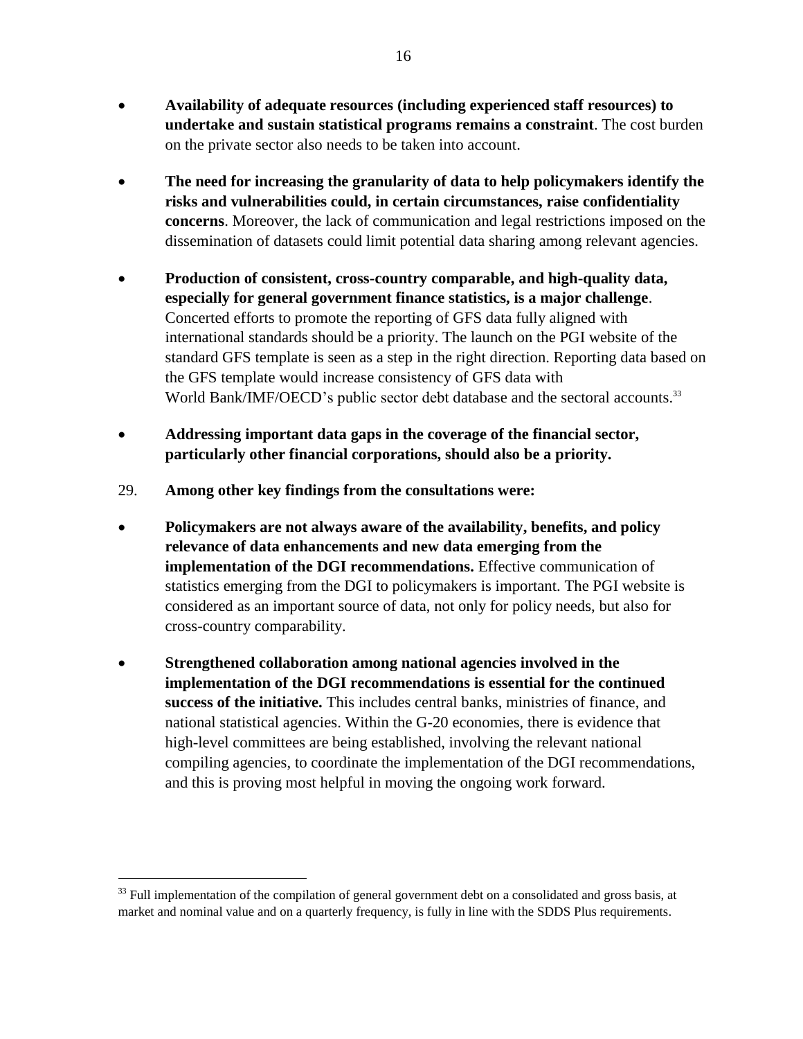- **Availability of adequate resources (including experienced staff resources) to undertake and sustain statistical programs remains a constraint**. The cost burden on the private sector also needs to be taken into account.

- **The need for increasing the granularity of data to help policymakers identify the risks and vulnerabilities could, in certain circumstances, raise confidentiality concerns**. Moreover, the lack of communication and legal restrictions imposed on the dissemination of datasets could limit potential data sharing among relevant agencies.

- **Production of consistent, cross-country comparable, and high-quality data, especially for general government finance statistics, is a major challenge**. Concerted efforts to promote the reporting of GFS data fully aligned with international standards should be a priority. The launch on the PGI website of the standard GFS template is seen as a step in the right direction. Reporting data based on the GFS template would increase consistency of GFS data with World Bank/IMF/OECD's public sector debt database and the sectoral accounts.[33]

- **Addressing important data gaps in the coverage of the financial sector, particularly other financial corporations, should also be a priority.**

29. **Among other key findings from the consultations were:**

- **Policymakers are not always aware of the availability, benefits, and policy relevance of data enhancements and new data emerging from the implementation of the DGI recommendations.** Effective communication of statistics emerging from the DGI to policymakers is important. The PGI website is considered as an important source of data, not only for policy needs, but also for cross-country comparability.

- **Strengthened collaboration among national agencies involved in the implementation of the DGI recommendations is essential for the continued success of the initiative.** This includes central banks, ministries of finance, and national statistical agencies. Within the G-20 economies, there is evidence that high-level committees are being established, involving the relevant national compiling agencies, to coordinate the implementation of the DGI recommendations, and this is proving most helpful in moving the ongoing work forward.

---

[33] Full implementation of the compilation of general government debt on a consolidated and gross basis, at market and nominal value and on a quarterly frequency, is fully in line with the SDDS Plus requirements.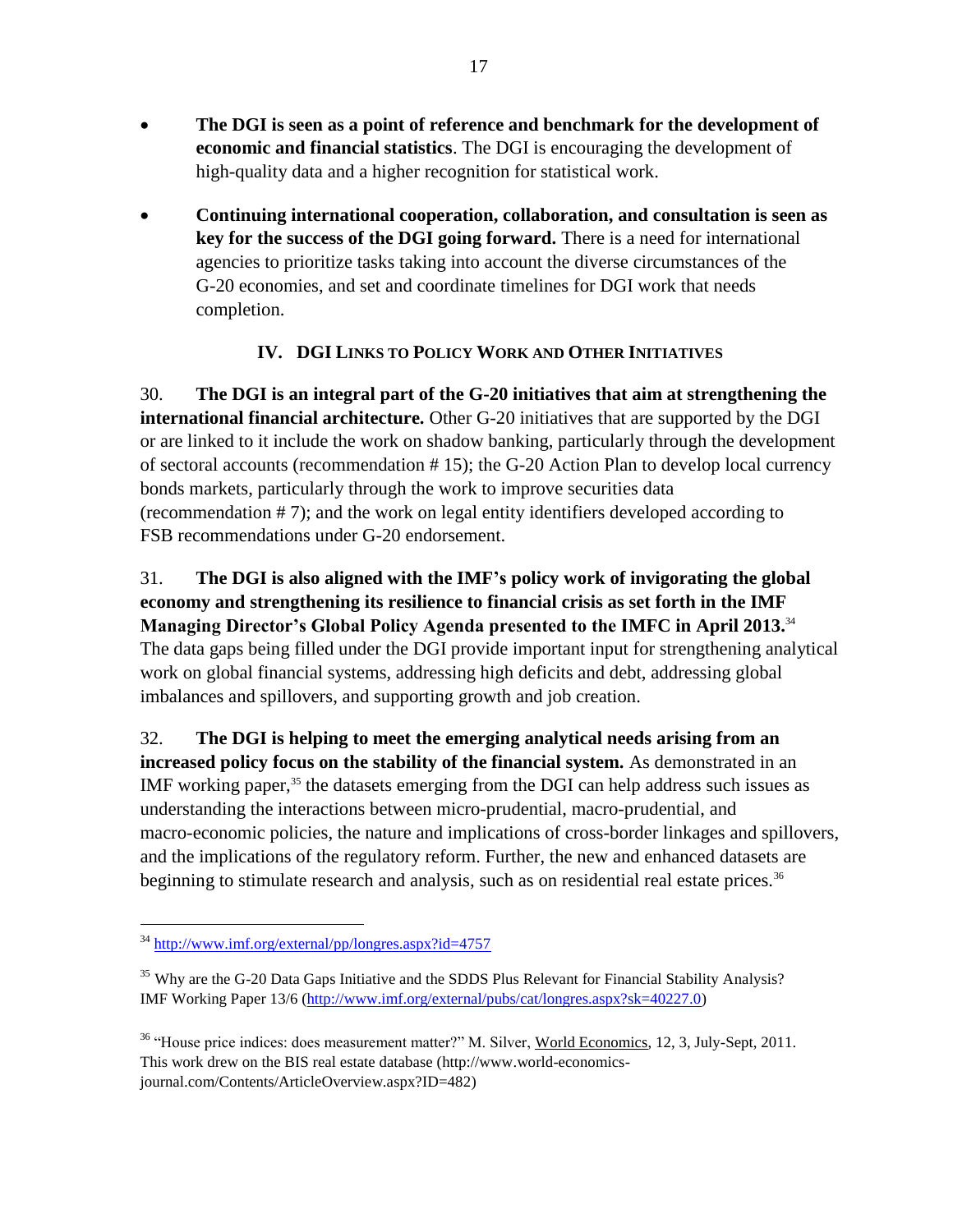- **The DGI is seen as a point of reference and benchmark for the development of economic and financial statistics**. The DGI is encouraging the development of high-quality data and a higher recognition for statistical work.

- **Continuing international cooperation, collaboration, and consultation is seen as key for the success of the DGI going forward.** There is a need for international agencies to prioritize tasks taking into account the diverse circumstances of the G-20 economies, and set and coordinate timelines for DGI work that needs completion.

## IV. DGI Links to Policy Work and Other Initiatives

30. **The DGI is an integral part of the G-20 initiatives that aim at strengthening the international financial architecture.** Other G-20 initiatives that are supported by the DGI or are linked to it include the work on shadow banking, particularly through the development of sectoral accounts (recommendation # 15); the G-20 Action Plan to develop local currency bonds markets, particularly through the work to improve securities data (recommendation # 7); and the work on legal entity identifiers developed according to FSB recommendations under G-20 endorsement.

31. **The DGI is also aligned with the IMF's policy work of invigorating the global economy and strengthening its resilience to financial crisis as set forth in the IMF Managing Director's Global Policy Agenda presented to the IMFC in April 2013.**[34] The data gaps being filled under the DGI provide important input for strengthening analytical work on global financial systems, addressing high deficits and debt, addressing global imbalances and spillovers, and supporting growth and job creation.

32. **The DGI is helping to meet the emerging analytical needs arising from an increased policy focus on the stability of the financial system.** As demonstrated in an IMF working paper,[35] the datasets emerging from the DGI can help address such issues as understanding the interactions between micro-prudential, macro-prudential, and macro-economic policies, the nature and implications of cross-border linkages and spillovers, and the implications of the regulatory reform. Further, the new and enhanced datasets are beginning to stimulate research and analysis, such as on residential real estate prices.[36]

---

[34] http://www.imf.org/external/pp/longres.aspx?id=4757

[35] Why are the G-20 Data Gaps Initiative and the SDDS Plus Relevant for Financial Stability Analysis? IMF Working Paper 13/6 (http://www.imf.org/external/pubs/cat/longres.aspx?sk=40227.0)

[36] "House price indices: does measurement matter?" M. Silver, World Economics, 12, 3, July-Sept, 2011. This work drew on the BIS real estate database (http://www.world-economics-journal.com/Contents/ArticleOverview.aspx?ID=482)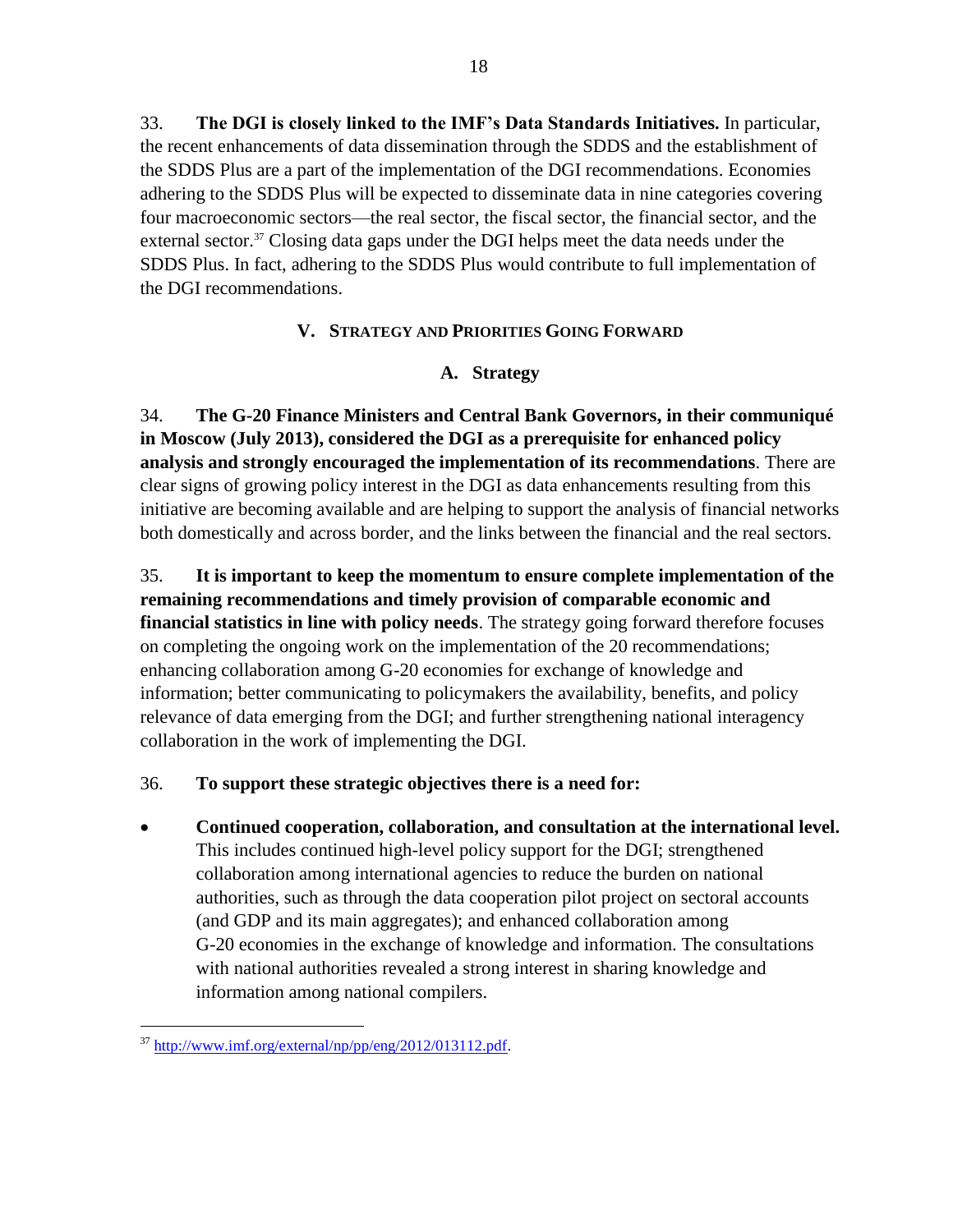33. **The DGI is closely linked to the IMF's Data Standards Initiatives.** In particular, the recent enhancements of data dissemination through the SDDS and the establishment of the SDDS Plus are a part of the implementation of the DGI recommendations. Economies adhering to the SDDS Plus will be expected to disseminate data in nine categories covering four macroeconomic sectors—the real sector, the fiscal sector, the financial sector, and the external sector.[37] Closing data gaps under the DGI helps meet the data needs under the SDDS Plus. In fact, adhering to the SDDS Plus would contribute to full implementation of the DGI recommendations.

## V. Strategy and Priorities Going Forward

### A. Strategy

34. **The G-20 Finance Ministers and Central Bank Governors, in their communiqué in Moscow (July 2013), considered the DGI as a prerequisite for enhanced policy analysis and strongly encouraged the implementation of its recommendations**. There are clear signs of growing policy interest in the DGI as data enhancements resulting from this initiative are becoming available and are helping to support the analysis of financial networks both domestically and across border, and the links between the financial and the real sectors.

35. **It is important to keep the momentum to ensure complete implementation of the remaining recommendations and timely provision of comparable economic and financial statistics in line with policy needs**. The strategy going forward therefore focuses on completing the ongoing work on the implementation of the 20 recommendations; enhancing collaboration among G-20 economies for exchange of knowledge and information; better communicating to policymakers the availability, benefits, and policy relevance of data emerging from the DGI; and further strengthening national interagency collaboration in the work of implementing the DGI.

36. **To support these strategic objectives there is a need for:**

- **Continued cooperation, collaboration, and consultation at the international level.** This includes continued high-level policy support for the DGI; strengthened collaboration among international agencies to reduce the burden on national authorities, such as through the data cooperation pilot project on sectoral accounts (and GDP and its main aggregates); and enhanced collaboration among G-20 economies in the exchange of knowledge and information. The consultations with national authorities revealed a strong interest in sharing knowledge and information among national compilers.

---

[37] http://www.imf.org/external/np/pp/eng/2012/013112.pdf.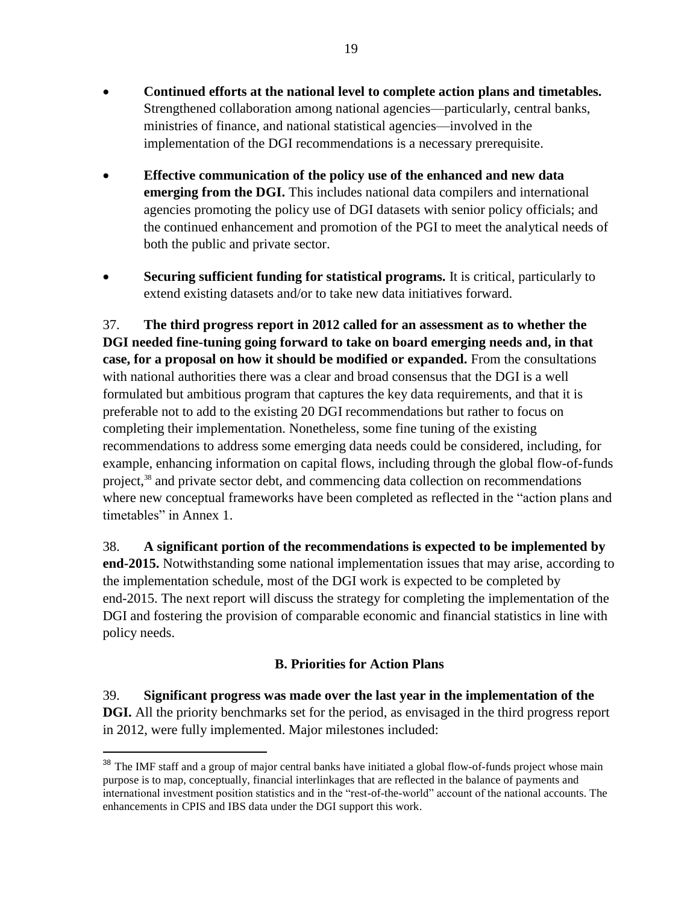- **Continued efforts at the national level to complete action plans and timetables.** Strengthened collaboration among national agencies—particularly, central banks, ministries of finance, and national statistical agencies—involved in the implementation of the DGI recommendations is a necessary prerequisite.

- **Effective communication of the policy use of the enhanced and new data emerging from the DGI.** This includes national data compilers and international agencies promoting the policy use of DGI datasets with senior policy officials; and the continued enhancement and promotion of the PGI to meet the analytical needs of both the public and private sector.

- **Securing sufficient funding for statistical programs.** It is critical, particularly to extend existing datasets and/or to take new data initiatives forward.

37. **The third progress report in 2012 called for an assessment as to whether the DGI needed fine-tuning going forward to take on board emerging needs and, in that case, for a proposal on how it should be modified or expanded.** From the consultations with national authorities there was a clear and broad consensus that the DGI is a well formulated but ambitious program that captures the key data requirements, and that it is preferable not to add to the existing 20 DGI recommendations but rather to focus on completing their implementation. Nonetheless, some fine tuning of the existing recommendations to address some emerging data needs could be considered, including, for example, enhancing information on capital flows, including through the global flow-of-funds project,[38] and private sector debt, and commencing data collection on recommendations where new conceptual frameworks have been completed as reflected in the "action plans and timetables" in Annex 1.

38. **A significant portion of the recommendations is expected to be implemented by end-2015.** Notwithstanding some national implementation issues that may arise, according to the implementation schedule, most of the DGI work is expected to be completed by end-2015. The next report will discuss the strategy for completing the implementation of the DGI and fostering the provision of comparable economic and financial statistics in line with policy needs.

## B. Priorities for Action Plans

39. **Significant progress was made over the last year in the implementation of the DGI.** All the priority benchmarks set for the period, as envisaged in the third progress report in 2012, were fully implemented. Major milestones included:

---

[38] The IMF staff and a group of major central banks have initiated a global flow-of-funds project whose main purpose is to map, conceptually, financial interlinkages that are reflected in the balance of payments and international investment position statistics and in the "rest-of-the-world" account of the national accounts. The enhancements in CPIS and IBS data under the DGI support this work.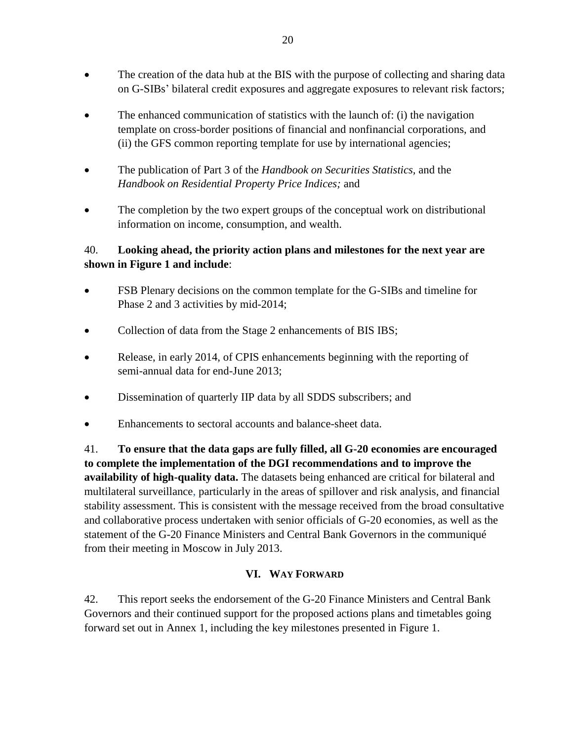- The creation of the data hub at the BIS with the purpose of collecting and sharing data on G-SIBs' bilateral credit exposures and aggregate exposures to relevant risk factors;
- The enhanced communication of statistics with the launch of: (i) the navigation template on cross-border positions of financial and nonfinancial corporations, and (ii) the GFS common reporting template for use by international agencies;
- The publication of Part 3 of the *Handbook on Securities Statistics,* and the *Handbook on Residential Property Price Indices;* and
- The completion by the two expert groups of the conceptual work on distributional information on income, consumption, and wealth.

40. **Looking ahead, the priority action plans and milestones for the next year are shown in Figure 1 and include**:

- FSB Plenary decisions on the common template for the G-SIBs and timeline for Phase 2 and 3 activities by mid-2014;
- Collection of data from the Stage 2 enhancements of BIS IBS;
- Release, in early 2014, of CPIS enhancements beginning with the reporting of semi-annual data for end-June 2013;
- Dissemination of quarterly IIP data by all SDDS subscribers; and
- Enhancements to sectoral accounts and balance-sheet data.

41. **To ensure that the data gaps are fully filled, all G-20 economies are encouraged to complete the implementation of the DGI recommendations and to improve the availability of high-quality data.** The datasets being enhanced are critical for bilateral and multilateral surveillance, particularly in the areas of spillover and risk analysis, and financial stability assessment. This is consistent with the message received from the broad consultative and collaborative process undertaken with senior officials of G-20 economies, as well as the statement of the G-20 Finance Ministers and Central Bank Governors in the communiqué from their meeting in Moscow in July 2013.

## VI. Way Forward

42. This report seeks the endorsement of the G-20 Finance Ministers and Central Bank Governors and their continued support for the proposed actions plans and timetables going forward set out in Annex 1, including the key milestones presented in Figure 1.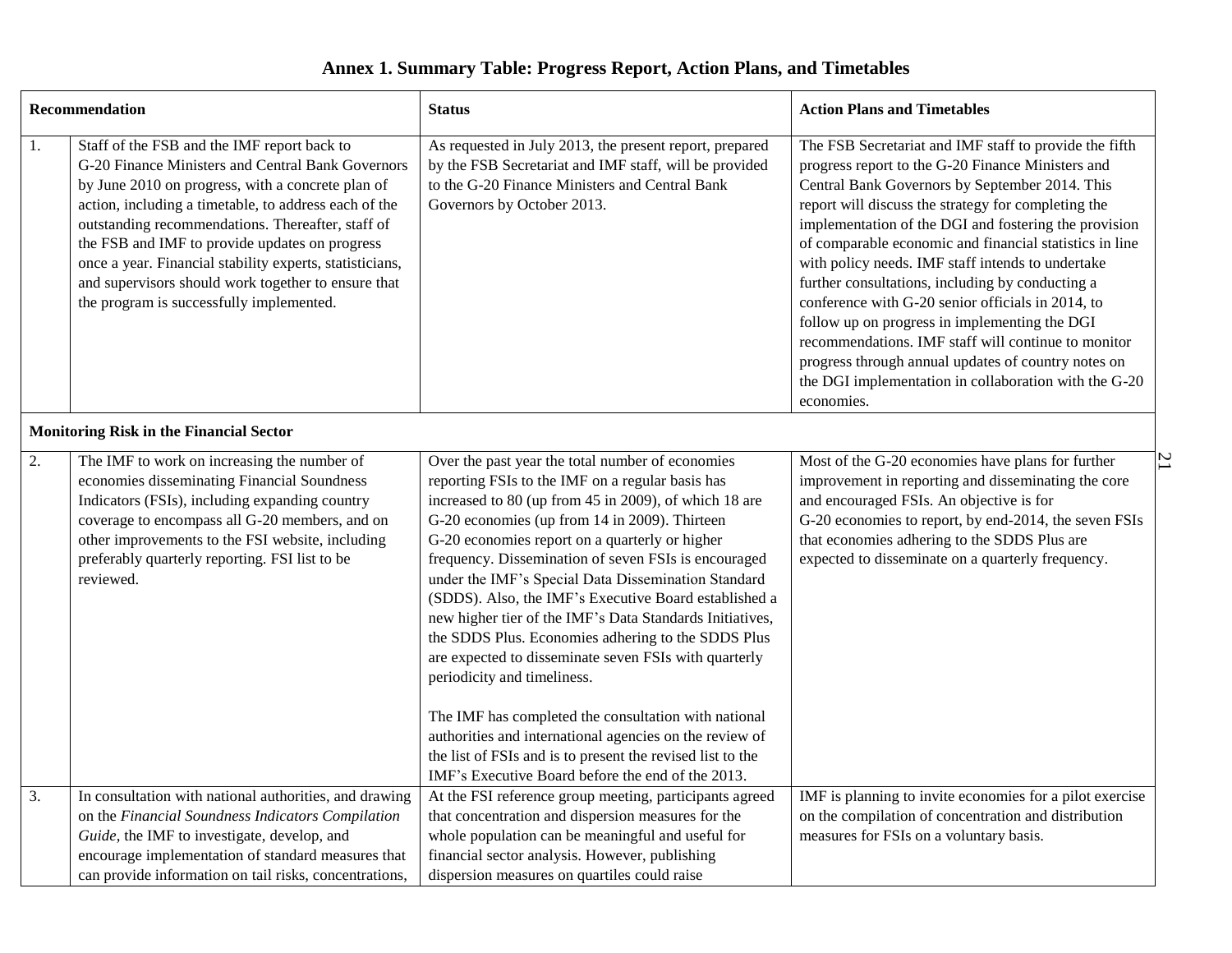# Annex 1. Summary Table: Progress Report, Action Plans, and Timetables

| Recommendation | | Status | Action Plans and Timetables |
|---|---|---|---|
| 1. | Staff of the FSB and the IMF report back to G-20 Finance Ministers and Central Bank Governors by June 2010 on progress, with a concrete plan of action, including a timetable, to address each of the outstanding recommendations. Thereafter, staff of the FSB and IMF to provide updates on progress once a year. Financial stability experts, statisticians, and supervisors should work together to ensure that the program is successfully implemented. | As requested in July 2013, the present report, prepared by the FSB Secretariat and IMF staff, will be provided to the G-20 Finance Ministers and Central Bank Governors by October 2013. | The FSB Secretariat and IMF staff to provide the fifth progress report to the G-20 Finance Ministers and Central Bank Governors by September 2014. This report will discuss the strategy for completing the implementation of the DGI and fostering the provision of comparable economic and financial statistics in line with policy needs. IMF staff intends to undertake further consultations, including by conducting a conference with G-20 senior officials in 2014, to follow up on progress in implementing the DGI recommendations. IMF staff will continue to monitor progress through annual updates of country notes on the DGI implementation in collaboration with the G-20 economies. |
| **Monitoring Risk in the Financial Sector** | | | |
| 2. | The IMF to work on increasing the number of economies disseminating Financial Soundness Indicators (FSIs), including expanding country coverage to encompass all G-20 members, and on other improvements to the FSI website, including preferably quarterly reporting. FSI list to be reviewed. | Over the past year the total number of economies reporting FSIs to the IMF on a regular basis has increased to 80 (up from 45 in 2009), of which 18 are G-20 economies (up from 14 in 2009). Thirteen G-20 economies report on a quarterly or higher frequency. Dissemination of seven FSIs is encouraged under the IMF's Special Data Dissemination Standard (SDDS). Also, the IMF's Executive Board established a new higher tier of the IMF's Data Standards Initiatives, the SDDS Plus. Economies adhering to the SDDS Plus are expected to disseminate seven FSIs with quarterly periodicity and timeliness.<br><br>The IMF has completed the consultation with national authorities and international agencies on the review of the list of FSIs and is to present the revised list to the IMF's Executive Board before the end of the 2013. | Most of the G-20 economies have plans for further improvement in reporting and disseminating the core and encouraged FSIs. An objective is for G-20 economies to report, by end-2014, the seven FSIs that economies adhering to the SDDS Plus are expected to disseminate on a quarterly frequency. |
| 3. | In consultation with national authorities, and drawing on the *Financial Soundness Indicators Compilation Guide*, the IMF to investigate, develop, and encourage implementation of standard measures that can provide information on tail risks, concentrations, | At the FSI reference group meeting, participants agreed that concentration and dispersion measures for the whole population can be meaningful and useful for financial sector analysis. However, publishing dispersion measures on quartiles could raise | IMF is planning to invite economies for a pilot exercise on the compilation of concentration and distribution measures for FSIs on a voluntary basis. |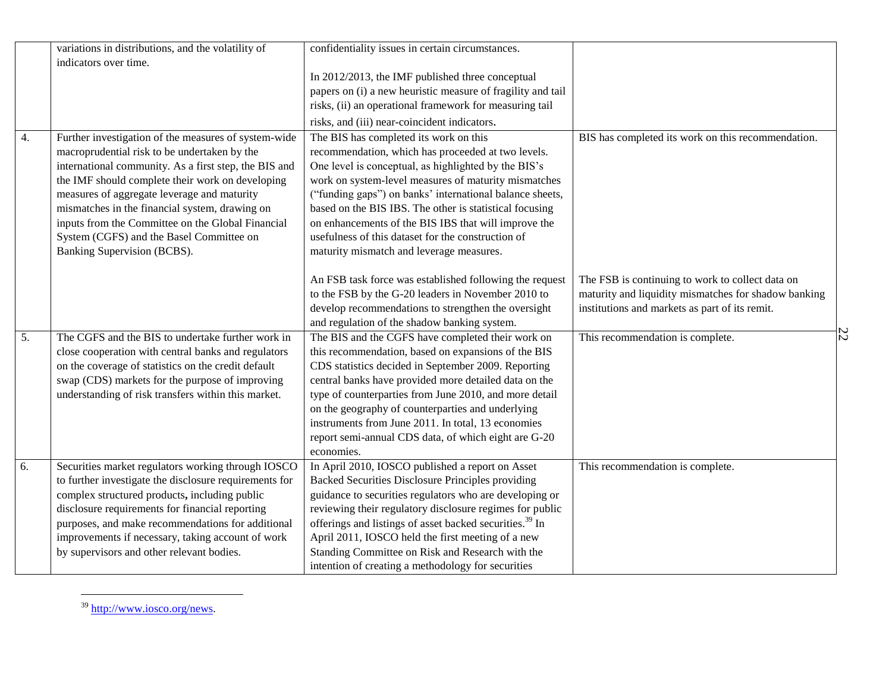|  |  |  |  |
|---|---|---|---|
|  | variations in distributions, and the volatility of indicators over time. | confidentiality issues in certain circumstances.<br><br>In 2012/2013, the IMF published three conceptual papers on (i) a new heuristic measure of fragility and tail risks, (ii) an operational framework for measuring tail risks, and (iii) near-coincident indicators. |  |
| 4. | Further investigation of the measures of system-wide macroprudential risk to be undertaken by the international community. As a first step, the BIS and the IMF should complete their work on developing measures of aggregate leverage and maturity mismatches in the financial system, drawing on inputs from the Committee on the Global Financial System (CGFS) and the Basel Committee on Banking Supervision (BCBS). | The BIS has completed its work on this recommendation, which has proceeded at two levels. One level is conceptual, as highlighted by the BIS's work on system-level measures of maturity mismatches ("funding gaps") on banks' international balance sheets, based on the BIS IBS. The other is statistical focusing on enhancements of the BIS IBS that will improve the usefulness of this dataset for the construction of maturity mismatch and leverage measures.<br><br>An FSB task force was established following the request to the FSB by the G-20 leaders in November 2010 to develop recommendations to strengthen the oversight and regulation of the shadow banking system. | BIS has completed its work on this recommendation.<br><br>The FSB is continuing to work to collect data on maturity and liquidity mismatches for shadow banking institutions and markets as part of its remit. |
| 5. | The CGFS and the BIS to undertake further work in close cooperation with central banks and regulators on the coverage of statistics on the credit default swap (CDS) markets for the purpose of improving understanding of risk transfers within this market. | The BIS and the CGFS have completed their work on this recommendation, based on expansions of the BIS CDS statistics decided in September 2009. Reporting central banks have provided more detailed data on the type of counterparties from June 2010, and more detail on the geography of counterparties and underlying instruments from June 2011. In total, 13 economies report semi-annual CDS data, of which eight are G-20 economies. | This recommendation is complete. |
| 6. | Securities market regulators working through IOSCO to further investigate the disclosure requirements for complex structured products**,** including public disclosure requirements for financial reporting purposes, and make recommendations for additional improvements if necessary, taking account of work by supervisors and other relevant bodies. | In April 2010, IOSCO published a report on Asset Backed Securities Disclosure Principles providing guidance to securities regulators who are developing or reviewing their regulatory disclosure regimes for public offerings and listings of asset backed securities.[39] In April 2011, IOSCO held the first meeting of a new Standing Committee on Risk and Research with the intention of creating a methodology for securities | This recommendation is complete. |

[39] http://www.iosco.org/news.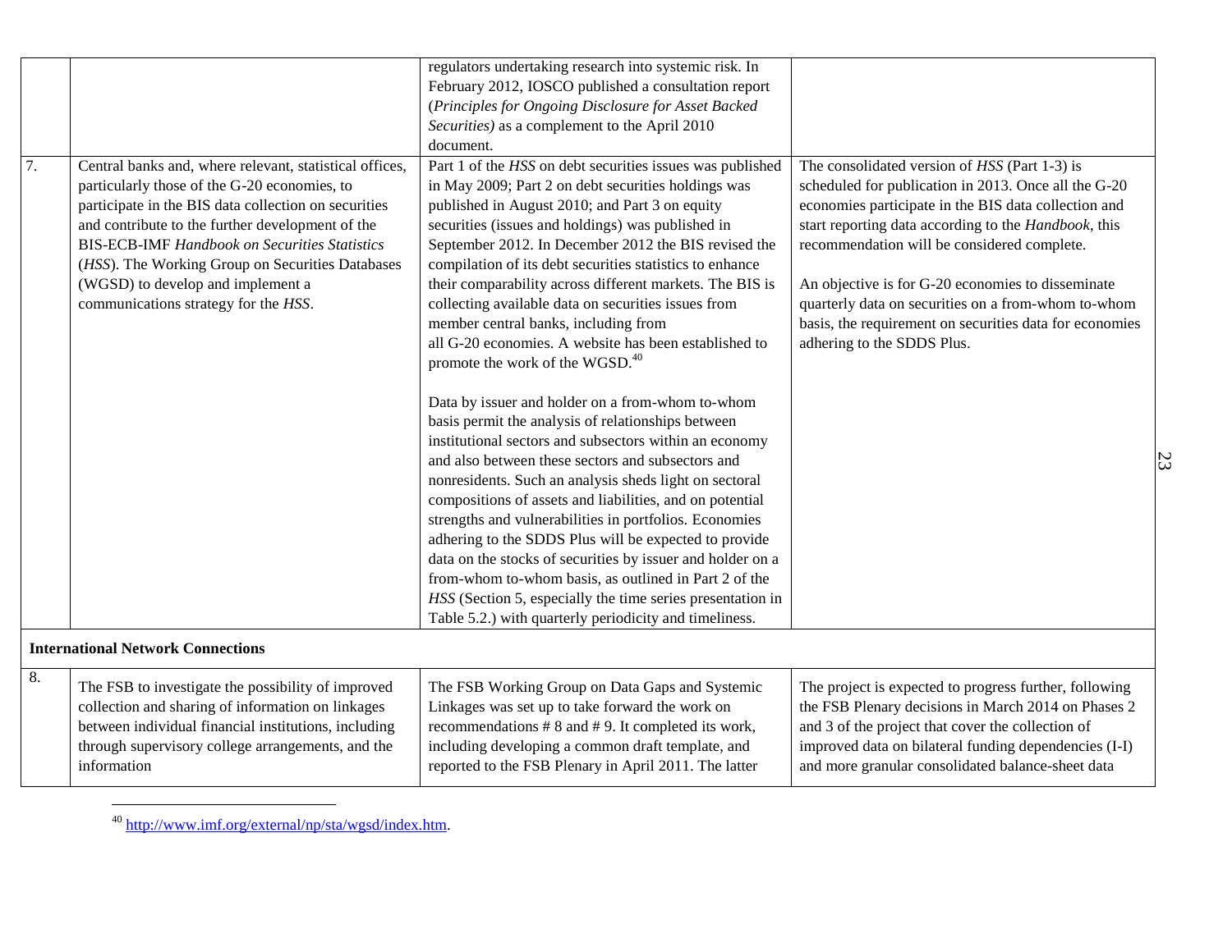|  |  |  |  |
|---|---|---|---|
|  |  | regulators undertaking research into systemic risk. In February 2012, IOSCO published a consultation report (*Principles for Ongoing Disclosure for Asset Backed Securities)* as a complement to the April 2010 document. |  |
| 7. | Central banks and, where relevant, statistical offices, particularly those of the G-20 economies, to participate in the BIS data collection on securities and contribute to the further development of the BIS-ECB-IMF *Handbook on Securities Statistics* (*HSS*). The Working Group on Securities Databases (WGSD) to develop and implement a communications strategy for the *HSS*. | Part 1 of the *HSS* on debt securities issues was published in May 2009; Part 2 on debt securities holdings was published in August 2010; and Part 3 on equity securities (issues and holdings) was published in September 2012. In December 2012 the BIS revised the compilation of its debt securities statistics to enhance their comparability across different markets. The BIS is collecting available data on securities issues from member central banks, including from all G-20 economies. A website has been established to promote the work of the WGSD.[40]<br><br>Data by issuer and holder on a from-whom to-whom basis permit the analysis of relationships between institutional sectors and subsectors within an economy and also between these sectors and subsectors and nonresidents. Such an analysis sheds light on sectoral compositions of assets and liabilities, and on potential strengths and vulnerabilities in portfolios. Economies adhering to the SDDS Plus will be expected to provide data on the stocks of securities by issuer and holder on a from-whom to-whom basis, as outlined in Part 2 of the *HSS* (Section 5, especially the time series presentation in Table 5.2.) with quarterly periodicity and timeliness. | The consolidated version of *HSS* (Part 1-3) is scheduled for publication in 2013. Once all the G-20 economies participate in the BIS data collection and start reporting data according to the *Handbook*, this recommendation will be considered complete.<br><br>An objective is for G-20 economies to disseminate quarterly data on securities on a from-whom to-whom basis, the requirement on securities data for economies adhering to the SDDS Plus. |
| **International Network Connections** |  |  |  |
| 8. | The FSB to investigate the possibility of improved collection and sharing of information on linkages between individual financial institutions, including through supervisory college arrangements, and the information | The FSB Working Group on Data Gaps and Systemic Linkages was set up to take forward the work on recommendations # 8 and # 9. It completed its work, including developing a common draft template, and reported to the FSB Plenary in April 2011. The latter | The project is expected to progress further, following the FSB Plenary decisions in March 2014 on Phases 2 and 3 of the project that cover the collection of improved data on bilateral funding dependencies (I-I) and more granular consolidated balance-sheet data |

[40] http://www.imf.org/external/np/sta/wgsd/index.htm.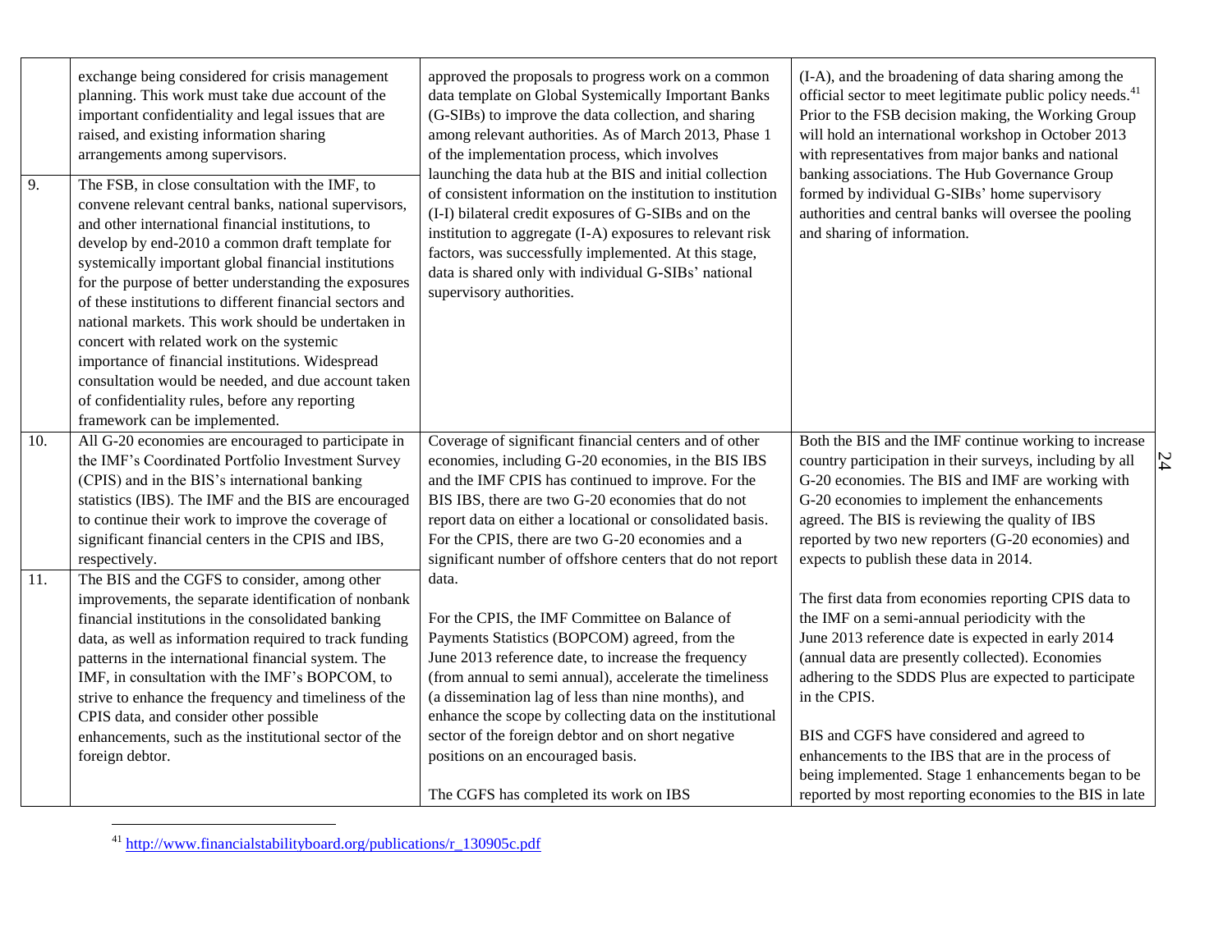| | | | |
|---|---|---|---|
| | exchange being considered for crisis management planning. This work must take due account of the important confidentiality and legal issues that are raised, and existing information sharing arrangements among supervisors. | approved the proposals to progress work on a common data template on Global Systemically Important Banks (G-SIBs) to improve the data collection, and sharing among relevant authorities. As of March 2013, Phase 1 of the implementation process, which involves launching the data hub at the BIS and initial collection of consistent information on the institution to institution (I-I) bilateral credit exposures of G-SIBs and on the institution to aggregate (I-A) exposures to relevant risk factors, was successfully implemented. At this stage, data is shared only with individual G-SIBs' national supervisory authorities. | (I-A), and the broadening of data sharing among the official sector to meet legitimate public policy needs.[41] Prior to the FSB decision making, the Working Group will hold an international workshop in October 2013 with representatives from major banks and national banking associations. The Hub Governance Group formed by individual G-SIBs' home supervisory authorities and central banks will oversee the pooling and sharing of information. |
| 9. | The FSB, in close consultation with the IMF, to convene relevant central banks, national supervisors, and other international financial institutions, to develop by end-2010 a common draft template for systemically important global financial institutions for the purpose of better understanding the exposures of these institutions to different financial sectors and national markets. This work should be undertaken in concert with related work on the systemic importance of financial institutions. Widespread consultation would be needed, and due account taken of confidentiality rules, before any reporting framework can be implemented. | | |
| 10. | All G-20 economies are encouraged to participate in the IMF's Coordinated Portfolio Investment Survey (CPIS) and in the BIS's international banking statistics (IBS). The IMF and the BIS are encouraged to continue their work to improve the coverage of significant financial centers in the CPIS and IBS, respectively. | Coverage of significant financial centers and of other economies, including G-20 economies, in the BIS IBS and the IMF CPIS has continued to improve. For the BIS IBS, there are two G-20 economies that do not report data on either a locational or consolidated basis. For the CPIS, there are two G-20 economies and a significant number of offshore centers that do not report data. | Both the BIS and the IMF continue working to increase country participation in their surveys, including by all G-20 economies. The BIS and IMF are working with G-20 economies to implement the enhancements agreed. The BIS is reviewing the quality of IBS reported by two new reporters (G-20 economies) and expects to publish these data in 2014. |
| 11. | The BIS and the CGFS to consider, among other improvements, the separate identification of nonbank financial institutions in the consolidated banking data, as well as information required to track funding patterns in the international financial system. The IMF, in consultation with the IMF's BOPCOM, to strive to enhance the frequency and timeliness of the CPIS data, and consider other possible enhancements, such as the institutional sector of the foreign debtor. | For the CPIS, the IMF Committee on Balance of Payments Statistics (BOPCOM) agreed, from the June 2013 reference date, to increase the frequency (from annual to semi annual), accelerate the timeliness (a dissemination lag of less than nine months), and enhance the scope by collecting data on the institutional sector of the foreign debtor and on short negative positions on an encouraged basis.<br><br>The CGFS has completed its work on IBS | The first data from economies reporting CPIS data to the IMF on a semi-annual periodicity with the June 2013 reference date is expected in early 2014 (annual data are presently collected). Economies adhering to the SDDS Plus are expected to participate in the CPIS.<br><br>BIS and CGFS have considered and agreed to enhancements to the IBS that are in the process of being implemented. Stage 1 enhancements began to be reported by most reporting economies to the BIS in late |

[41] http://www.financialstabilityboard.org/publications/r_130905c.pdf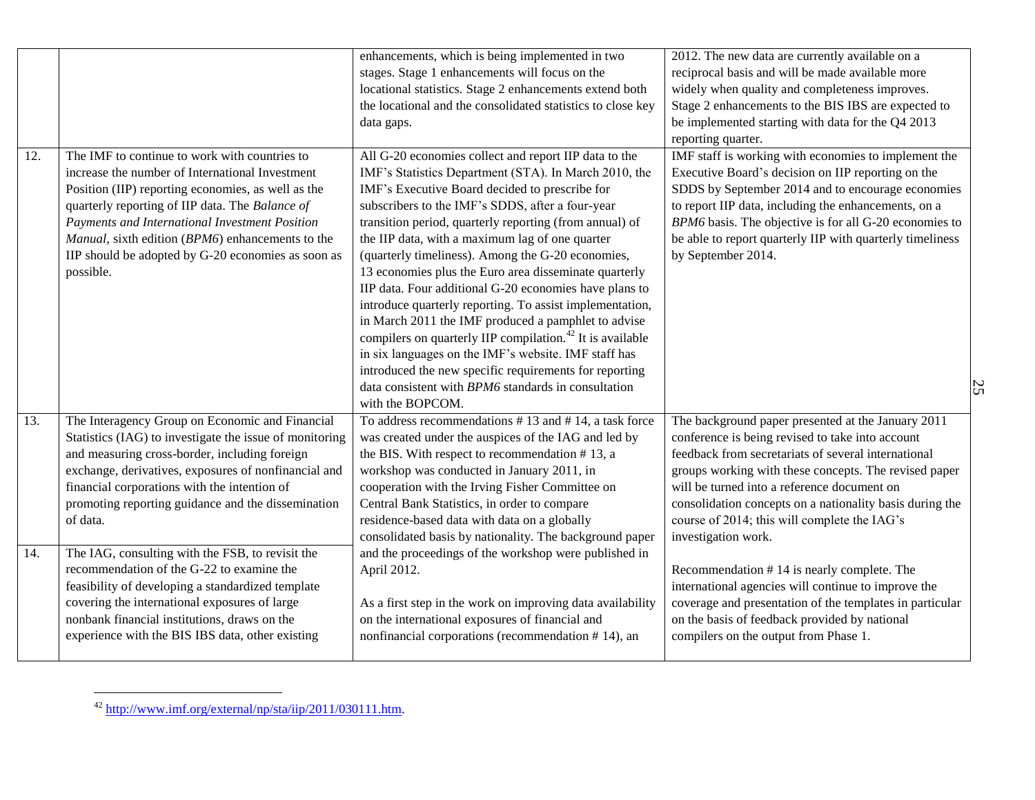| | | | |
|---|---|---|---|
| | | enhancements, which is being implemented in two stages. Stage 1 enhancements will focus on the locational statistics. Stage 2 enhancements extend both the locational and the consolidated statistics to close key data gaps. | 2012. The new data are currently available on a reciprocal basis and will be made available more widely when quality and completeness improves. Stage 2 enhancements to the BIS IBS are expected to be implemented starting with data for the Q4 2013 reporting quarter. |
| 12. | The IMF to continue to work with countries to increase the number of International Investment Position (IIP) reporting economies, as well as the quarterly reporting of IIP data. The *Balance of Payments and International Investment Position Manual*, sixth edition (*BPM6*) enhancements to the IIP should be adopted by G-20 economies as soon as possible. | All G-20 economies collect and report IIP data to the IMF's Statistics Department (STA). In March 2010, the IMF's Executive Board decided to prescribe for subscribers to the IMF's SDDS, after a four-year transition period, quarterly reporting (from annual) of the IIP data, with a maximum lag of one quarter (quarterly timeliness). Among the G-20 economies, 13 economies plus the Euro area disseminate quarterly IIP data. Four additional G-20 economies have plans to introduce quarterly reporting. To assist implementation, in March 2011 the IMF produced a pamphlet to advise compilers on quarterly IIP compilation.[42] It is available in six languages on the IMF's website. IMF staff has introduced the new specific requirements for reporting data consistent with *BPM6* standards in consultation with the BOPCOM. | IMF staff is working with economies to implement the Executive Board's decision on IIP reporting on the SDDS by September 2014 and to encourage economies to report IIP data, including the enhancements, on a *BPM6* basis. The objective is for all G-20 economies to be able to report quarterly IIP with quarterly timeliness by September 2014. |
| 13. | The Interagency Group on Economic and Financial Statistics (IAG) to investigate the issue of monitoring and measuring cross-border, including foreign exchange, derivatives, exposures of nonfinancial and financial corporations with the intention of promoting reporting guidance and the dissemination of data. | To address recommendations # 13 and # 14, a task force was created under the auspices of the IAG and led by the BIS. With respect to recommendation # 13, a workshop was conducted in January 2011, in cooperation with the Irving Fisher Committee on Central Bank Statistics, in order to compare residence-based data with data on a globally consolidated basis by nationality. The background paper and the proceedings of the workshop were published in April 2012. | The background paper presented at the January 2011 conference is being revised to take into account feedback from secretariats of several international groups working with these concepts. The revised paper will be turned into a reference document on consolidation concepts on a nationality basis during the course of 2014; this will complete the IAG's investigation work. |
| 14. | The IAG, consulting with the FSB, to revisit the recommendation of the G-22 to examine the feasibility of developing a standardized template covering the international exposures of large nonbank financial institutions, draws on the experience with the BIS IBS data, other existing | As a first step in the work on improving data availability on the international exposures of financial and nonfinancial corporations (recommendation # 14), an | Recommendation # 14 is nearly complete. The international agencies will continue to improve the coverage and presentation of the templates in particular on the basis of feedback provided by national compilers on the output from Phase 1. |

[42] http://www.imf.org/external/np/sta/iip/2011/030111.htm.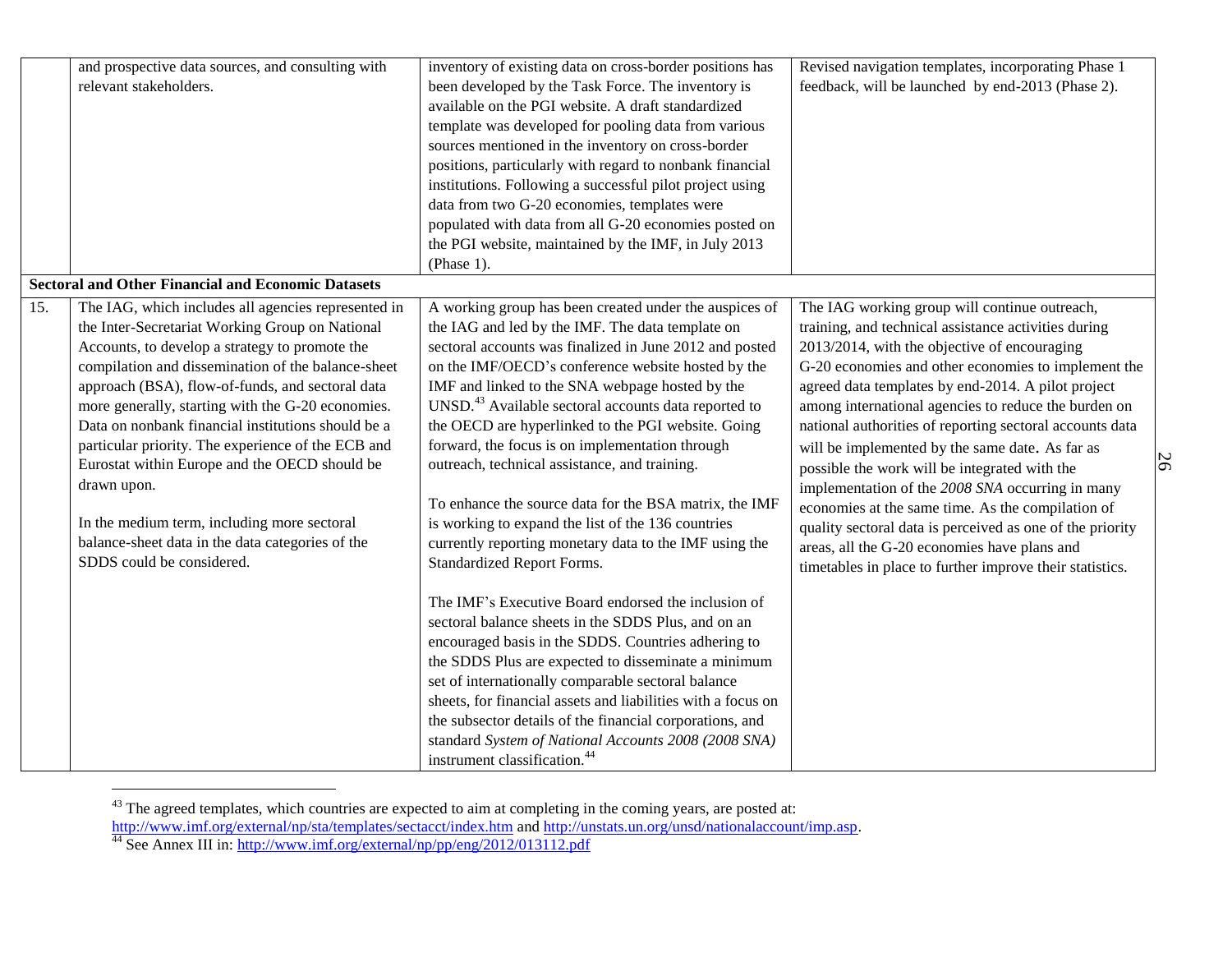| | | | |
|---|---|---|---|
| | and prospective data sources, and consulting with relevant stakeholders. | inventory of existing data on cross-border positions has been developed by the Task Force. The inventory is available on the PGI website. A draft standardized template was developed for pooling data from various sources mentioned in the inventory on cross-border positions, particularly with regard to nonbank financial institutions. Following a successful pilot project using data from two G-20 economies, templates were populated with data from all G-20 economies posted on the PGI website, maintained by the IMF, in July 2013 (Phase 1). | Revised navigation templates, incorporating Phase 1 feedback, will be launched by end-2013 (Phase 2). |
| **Sectoral and Other Financial and Economic Datasets** | | | |
| 15. | The IAG, which includes all agencies represented in the Inter-Secretariat Working Group on National Accounts, to develop a strategy to promote the compilation and dissemination of the balance-sheet approach (BSA), flow-of-funds, and sectoral data more generally, starting with the G-20 economies. Data on nonbank financial institutions should be a particular priority. The experience of the ECB and Eurostat within Europe and the OECD should be drawn upon.<br><br>In the medium term, including more sectoral balance-sheet data in the data categories of the SDDS could be considered. | A working group has been created under the auspices of the IAG and led by the IMF. The data template on sectoral accounts was finalized in June 2012 and posted on the IMF/OECD's conference website hosted by the IMF and linked to the SNA webpage hosted by the UNSD.[43] Available sectoral accounts data reported to the OECD are hyperlinked to the PGI website. Going forward, the focus is on implementation through outreach, technical assistance, and training.<br><br>To enhance the source data for the BSA matrix, the IMF is working to expand the list of the 136 countries currently reporting monetary data to the IMF using the Standardized Report Forms.<br><br>The IMF's Executive Board endorsed the inclusion of sectoral balance sheets in the SDDS Plus, and on an encouraged basis in the SDDS. Countries adhering to the SDDS Plus are expected to disseminate a minimum set of internationally comparable sectoral balance sheets, for financial assets and liabilities with a focus on the subsector details of the financial corporations, and standard *System of National Accounts 2008 (2008 SNA)* instrument classification.[44] | The IAG working group will continue outreach, training, and technical assistance activities during 2013/2014, with the objective of encouraging G-20 economies and other economies to implement the agreed data templates by end-2014. A pilot project among international agencies to reduce the burden on national authorities of reporting sectoral accounts data will be implemented by the same date. As far as possible the work will be integrated with the implementation of the *2008 SNA* occurring in many economies at the same time. As the compilation of quality sectoral data is perceived as one of the priority areas, all the G-20 economies have plans and timetables in place to further improve their statistics. |

[43] The agreed templates, which countries are expected to aim at completing in the coming years, are posted at: http://www.imf.org/external/np/sta/templates/sectacct/index.htm and http://unstats.un.org/unsd/nationalaccount/imp.asp.

[44] See Annex III in: http://www.imf.org/external/np/pp/eng/2012/013112.pdf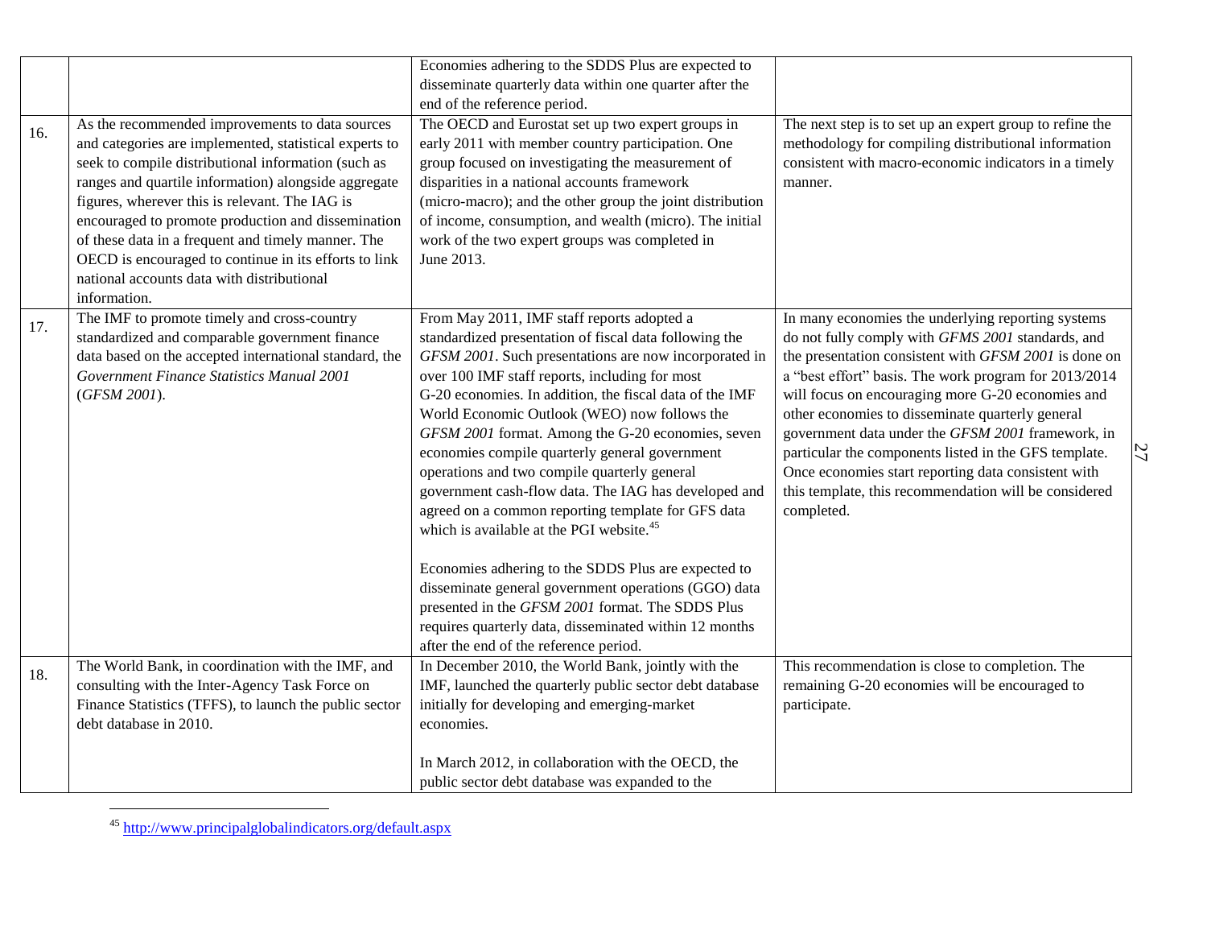| | | | |
|---|---|---|---|
| | | Economies adhering to the SDDS Plus are expected to disseminate quarterly data within one quarter after the end of the reference period. | |
| 16. | As the recommended improvements to data sources and categories are implemented, statistical experts to seek to compile distributional information (such as ranges and quartile information) alongside aggregate figures, wherever this is relevant. The IAG is encouraged to promote production and dissemination of these data in a frequent and timely manner. The OECD is encouraged to continue in its efforts to link national accounts data with distributional information. | The OECD and Eurostat set up two expert groups in early 2011 with member country participation. One group focused on investigating the measurement of disparities in a national accounts framework (micro-macro); and the other group the joint distribution of income, consumption, and wealth (micro). The initial work of the two expert groups was completed in June 2013. | The next step is to set up an expert group to refine the methodology for compiling distributional information consistent with macro-economic indicators in a timely manner. |
| 17. | The IMF to promote timely and cross-country standardized and comparable government finance data based on the accepted international standard, the *Government Finance Statistics Manual 2001* (*GFSM 2001*). | From May 2011, IMF staff reports adopted a standardized presentation of fiscal data following the *GFSM 2001*. Such presentations are now incorporated in over 100 IMF staff reports, including for most G-20 economies. In addition, the fiscal data of the IMF World Economic Outlook (WEO) now follows the *GFSM 2001* format. Among the G-20 economies, seven economies compile quarterly general government operations and two compile quarterly general government cash-flow data. The IAG has developed and agreed on a common reporting template for GFS data which is available at the PGI website.[45]<br><br>Economies adhering to the SDDS Plus are expected to disseminate general government operations (GGO) data presented in the *GFSM 2001* format. The SDDS Plus requires quarterly data, disseminated within 12 months after the end of the reference period. | In many economies the underlying reporting systems do not fully comply with *GFMS 2001* standards, and the presentation consistent with *GFSM 2001* is done on a "best effort" basis. The work program for 2013/2014 will focus on encouraging more G-20 economies and other economies to disseminate quarterly general government data under the *GFSM 2001* framework, in particular the components listed in the GFS template. Once economies start reporting data consistent with this template, this recommendation will be considered completed. |
| 18. | The World Bank, in coordination with the IMF, and consulting with the Inter-Agency Task Force on Finance Statistics (TFFS), to launch the public sector debt database in 2010. | In December 2010, the World Bank, jointly with the IMF, launched the quarterly public sector debt database initially for developing and emerging-market economies.<br><br>In March 2012, in collaboration with the OECD, the public sector debt database was expanded to the | This recommendation is close to completion. The remaining G-20 economies will be encouraged to participate. |

[45] http://www.principalglobalindicators.org/default.aspx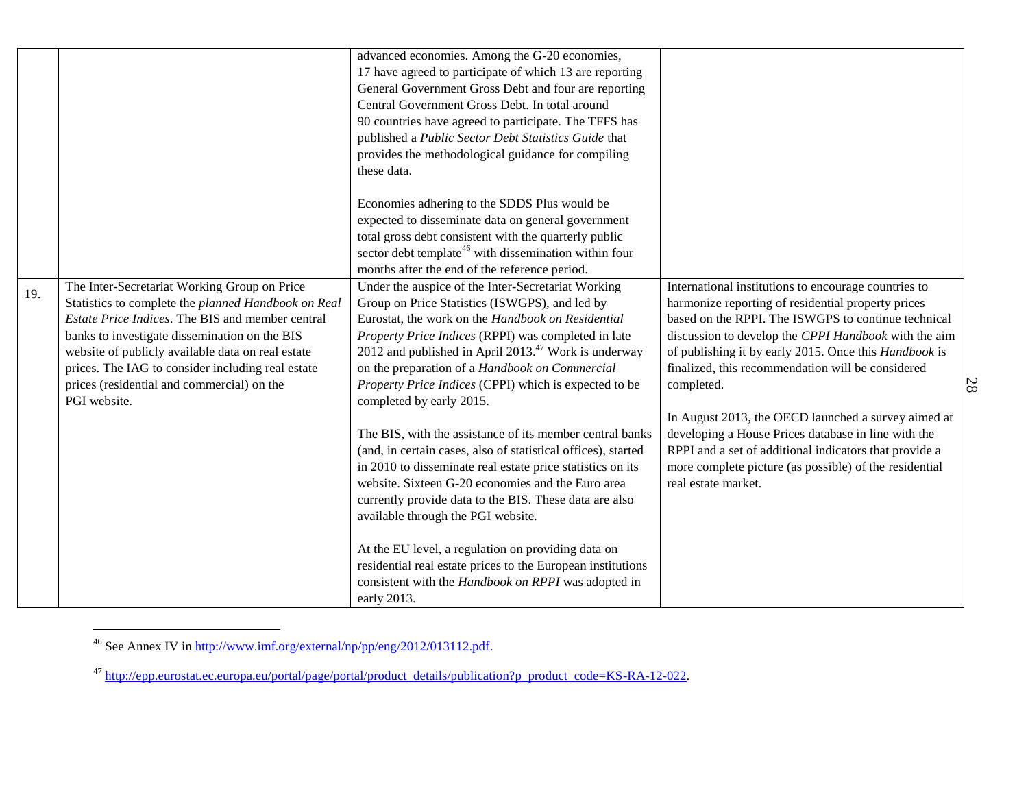| | | | |
|---|---|---|---|
| | | advanced economies. Among the G-20 economies, 17 have agreed to participate of which 13 are reporting General Government Gross Debt and four are reporting Central Government Gross Debt. In total around 90 countries have agreed to participate. The TFFS has published a *Public Sector Debt Statistics Guide* that provides the methodological guidance for compiling these data.<br><br>Economies adhering to the SDDS Plus would be expected to disseminate data on general government total gross debt consistent with the quarterly public sector debt template[46] with dissemination within four months after the end of the reference period. | |
| 19. | The Inter-Secretariat Working Group on Price Statistics to complete the *planned Handbook on Real Estate Price Indices*. The BIS and member central banks to investigate dissemination on the BIS website of publicly available data on real estate prices. The IAG to consider including real estate prices (residential and commercial) on the PGI website. | Under the auspice of the Inter-Secretariat Working Group on Price Statistics (ISWGPS), and led by Eurostat, the work on the *Handbook on Residential Property Price Indices* (RPPI) was completed in late 2012 and published in April 2013.[47] Work is underway on the preparation of a *Handbook on Commercial Property Price Indices* (CPPI) which is expected to be completed by early 2015.<br><br>The BIS, with the assistance of its member central banks (and, in certain cases, also of statistical offices), started in 2010 to disseminate real estate price statistics on its website. Sixteen G-20 economies and the Euro area currently provide data to the BIS. These data are also available through the PGI website.<br><br>At the EU level, a regulation on providing data on residential real estate prices to the European institutions consistent with the *Handbook on RPPI* was adopted in early 2013. | International institutions to encourage countries to harmonize reporting of residential property prices based on the RPPI. The ISWGPS to continue technical discussion to develop the *CPPI Handbook* with the aim of publishing it by early 2015. Once this *Handbook* is finalized, this recommendation will be considered completed.<br><br>In August 2013, the OECD launched a survey aimed at developing a House Prices database in line with the RPPI and a set of additional indicators that provide a more complete picture (as possible) of the residential real estate market. |

---

[46] See Annex IV in http://www.imf.org/external/np/pp/eng/2012/013112.pdf.

[47] http://epp.eurostat.ec.europa.eu/portal/page/portal/product_details/publication?p_product_code=KS-RA-12-022.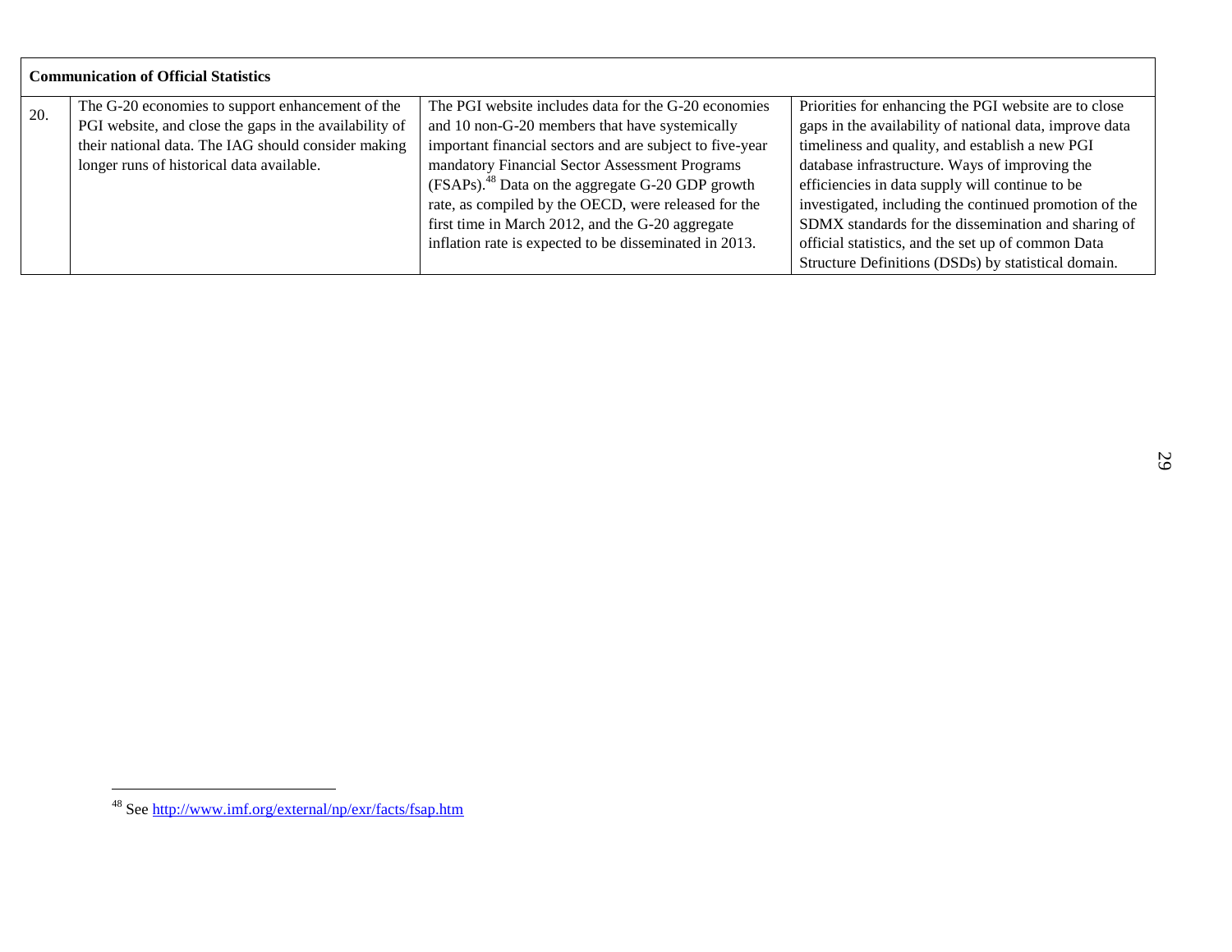| | | | |
|---|---|---|---|
| **Communication of Official Statistics** | | | |
| 20. | The G-20 economies to support enhancement of the PGI website, and close the gaps in the availability of their national data. The IAG should consider making longer runs of historical data available. | The PGI website includes data for the G-20 economies and 10 non-G-20 members that have systemically important financial sectors and are subject to five-year mandatory Financial Sector Assessment Programs (FSAPs).[48] Data on the aggregate G-20 GDP growth rate, as compiled by the OECD, were released for the first time in March 2012, and the G-20 aggregate inflation rate is expected to be disseminated in 2013. | Priorities for enhancing the PGI website are to close gaps in the availability of national data, improve data timeliness and quality, and establish a new PGI database infrastructure. Ways of improving the efficiencies in data supply will continue to be investigated, including the continued promotion of the SDMX standards for the dissemination and sharing of official statistics, and the set up of common Data Structure Definitions (DSDs) by statistical domain. |

[48] See http://www.imf.org/external/np/exr/facts/fsap.htm